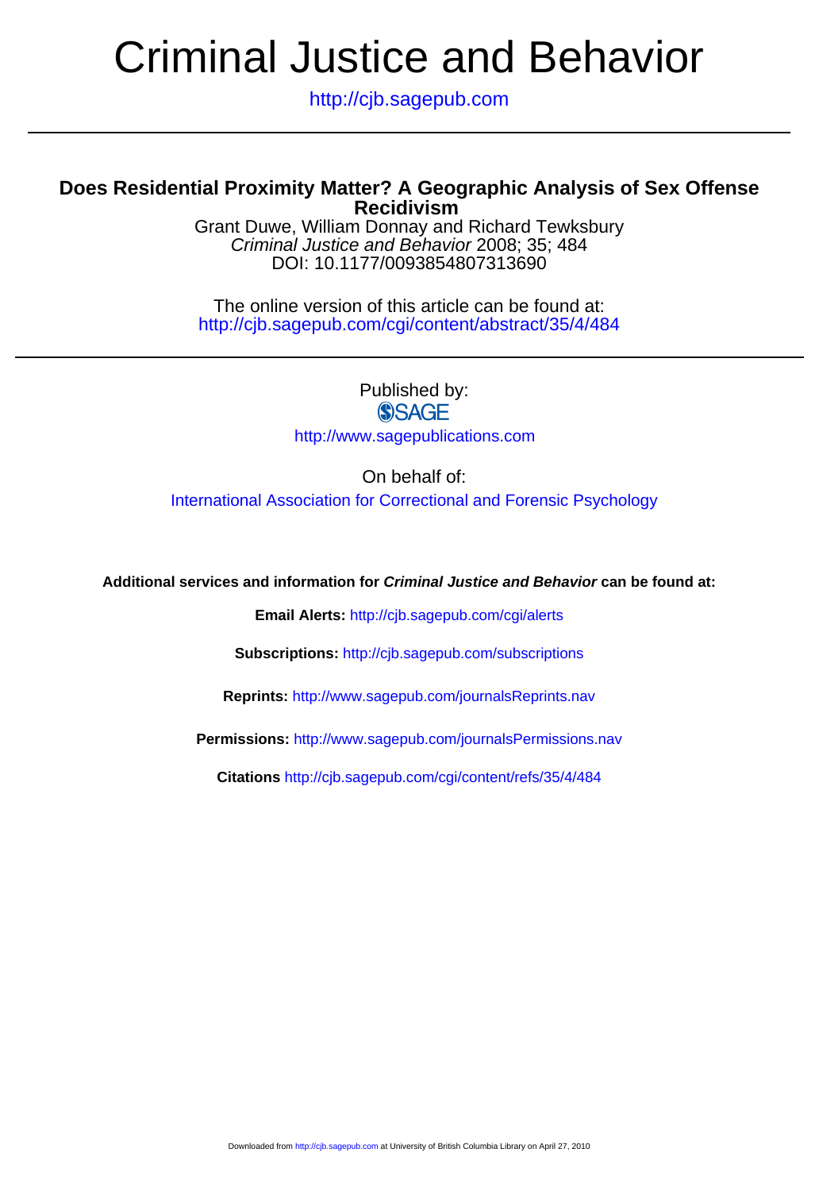# Criminal Justice and Behavior

http://cjb.sagepub.com

## Does Residential Proximity Matter? A Geographic Analysis of Sex Offense Recidivism

Grant Duwe, William Donnay and Richard Tewksbury
*Criminal Justice and Behavior* 2008; 35; 484
DOI: 10.1177/0093854807313690

The online version of this article can be found at:
http://cjb.sagepub.com/cgi/content/abstract/35/4/484

Published by:
SAGE
http://www.sagepublications.com

On behalf of:
International Association for Correctional and Forensic Psychology

**Additional services and information for *Criminal Justice and Behavior* can be found at:**

**Email Alerts:** http://cjb.sagepub.com/cgi/alerts

**Subscriptions:** http://cjb.sagepub.com/subscriptions

**Reprints:** http://www.sagepub.com/journalsReprints.nav

**Permissions:** http://www.sagepub.com/journalsPermissions.nav

**Citations** http://cjb.sagepub.com/cgi/content/refs/35/4/484

Downloaded from http://cjb.sagepub.com at University of British Columbia Library on April 27, 2010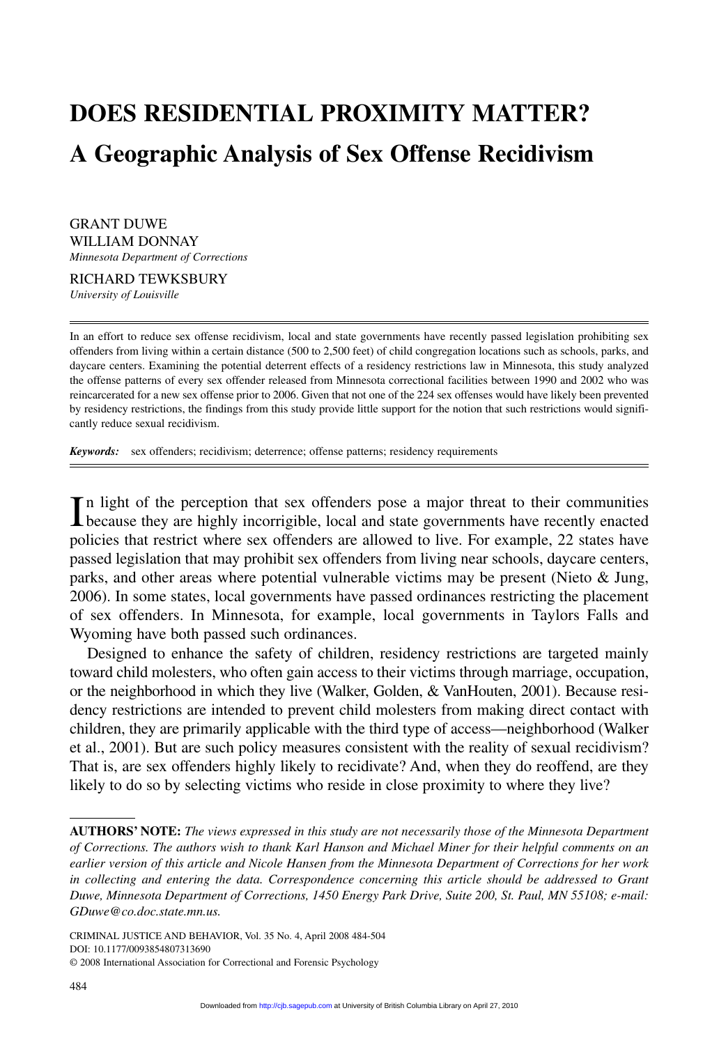# DOES RESIDENTIAL PROXIMITY MATTER?

## A Geographic Analysis of Sex Offense Recidivism

GRANT DUWE
WILLIAM DONNAY
*Minnesota Department of Corrections*

RICHARD TEWKSBURY
*University of Louisville*

In an effort to reduce sex offense recidivism, local and state governments have recently passed legislation prohibiting sex offenders from living within a certain distance (500 to 2,500 feet) of child congregation locations such as schools, parks, and daycare centers. Examining the potential deterrent effects of a residency restrictions law in Minnesota, this study analyzed the offense patterns of every sex offender released from Minnesota correctional facilities between 1990 and 2002 who was reincarcerated for a new sex offense prior to 2006. Given that not one of the 224 sex offenses would have likely been prevented by residency restrictions, the findings from this study provide little support for the notion that such restrictions would significantly reduce sexual recidivism.

***Keywords:*** sex offenders; recidivism; deterrence; offense patterns; residency requirements

In light of the perception that sex offenders pose a major threat to their communities because they are highly incorrigible, local and state governments have recently enacted policies that restrict where sex offenders are allowed to live. For example, 22 states have passed legislation that may prohibit sex offenders from living near schools, daycare centers, parks, and other areas where potential vulnerable victims may be present (Nieto & Jung, 2006). In some states, local governments have passed ordinances restricting the placement of sex offenders. In Minnesota, for example, local governments in Taylors Falls and Wyoming have both passed such ordinances.

Designed to enhance the safety of children, residency restrictions are targeted mainly toward child molesters, who often gain access to their victims through marriage, occupation, or the neighborhood in which they live (Walker, Golden, & VanHouten, 2001). Because residency restrictions are intended to prevent child molesters from making direct contact with children, they are primarily applicable with the third type of access—neighborhood (Walker et al., 2001). But are such policy measures consistent with the reality of sexual recidivism? That is, are sex offenders highly likely to recidivate? And, when they do reoffend, are they likely to do so by selecting victims who reside in close proximity to where they live?

**AUTHORS' NOTE:** *The views expressed in this study are not necessarily those of the Minnesota Department of Corrections. The authors wish to thank Karl Hanson and Michael Miner for their helpful comments on an earlier version of this article and Nicole Hansen from the Minnesota Department of Corrections for her work in collecting and entering the data. Correspondence concerning this article should be addressed to Grant Duwe, Minnesota Department of Corrections, 1450 Energy Park Drive, Suite 200, St. Paul, MN 55108; e-mail: GDuwe@co.doc.state.mn.us.*

CRIMINAL JUSTICE AND BEHAVIOR, Vol. 35 No. 4, April 2008 484-504
DOI: 10.1177/0093854807313690
© 2008 International Association for Correctional and Forensic Psychology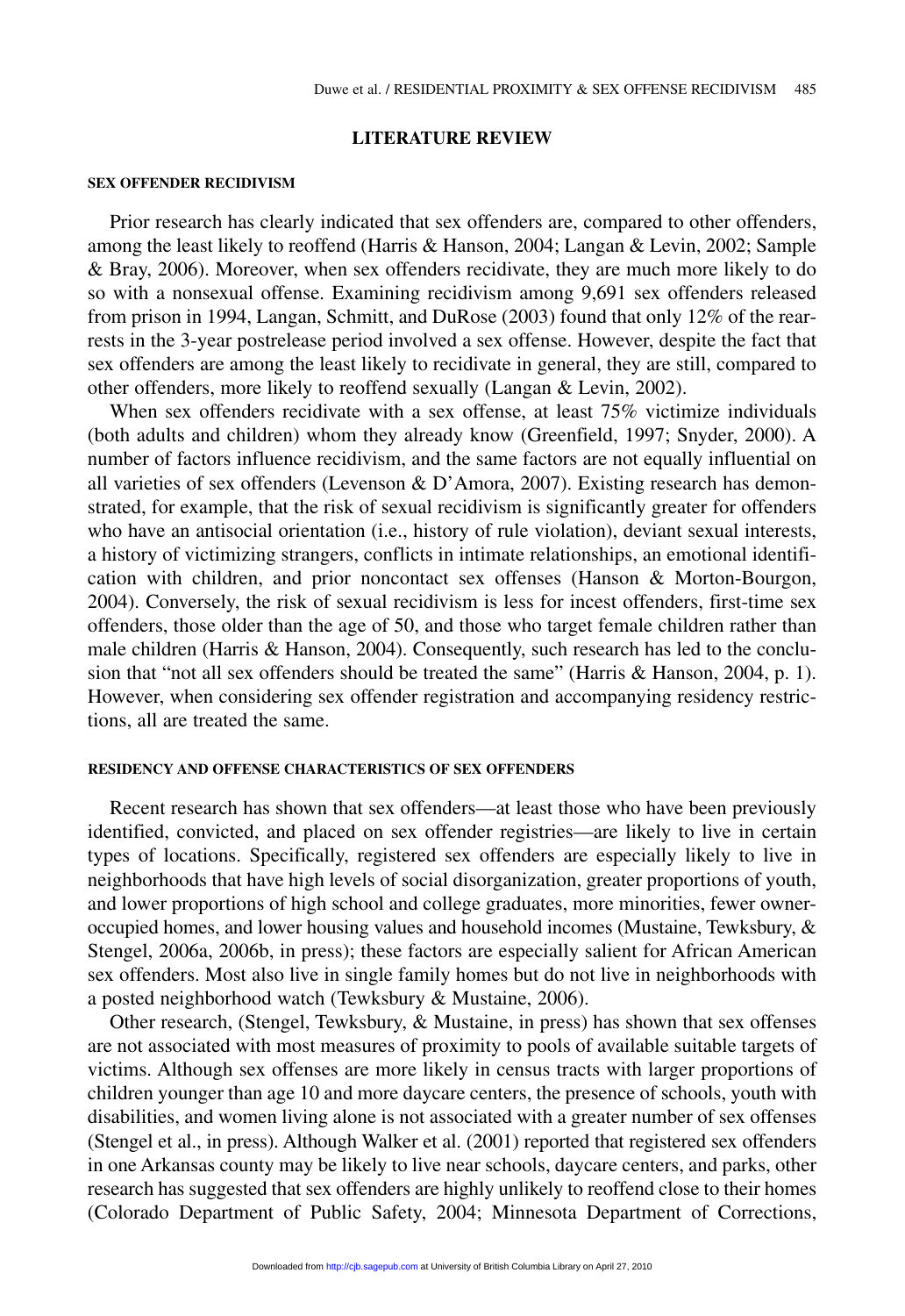## LITERATURE REVIEW

### SEX OFFENDER RECIDIVISM

Prior research has clearly indicated that sex offenders are, compared to other offenders, among the least likely to reoffend (Harris & Hanson, 2004; Langan & Levin, 2002; Sample & Bray, 2006). Moreover, when sex offenders recidivate, they are much more likely to do so with a nonsexual offense. Examining recidivism among 9,691 sex offenders released from prison in 1994, Langan, Schmitt, and DuRose (2003) found that only 12% of the rearrests in the 3-year postrelease period involved a sex offense. However, despite the fact that sex offenders are among the least likely to recidivate in general, they are still, compared to other offenders, more likely to reoffend sexually (Langan & Levin, 2002).

When sex offenders recidivate with a sex offense, at least 75% victimize individuals (both adults and children) whom they already know (Greenfield, 1997; Snyder, 2000). A number of factors influence recidivism, and the same factors are not equally influential on all varieties of sex offenders (Levenson & D'Amora, 2007). Existing research has demonstrated, for example, that the risk of sexual recidivism is significantly greater for offenders who have an antisocial orientation (i.e., history of rule violation), deviant sexual interests, a history of victimizing strangers, conflicts in intimate relationships, an emotional identification with children, and prior noncontact sex offenses (Hanson & Morton-Bourgon, 2004). Conversely, the risk of sexual recidivism is less for incest offenders, first-time sex offenders, those older than the age of 50, and those who target female children rather than male children (Harris & Hanson, 2004). Consequently, such research has led to the conclusion that "not all sex offenders should be treated the same" (Harris & Hanson, 2004, p. 1). However, when considering sex offender registration and accompanying residency restrictions, all are treated the same.

### RESIDENCY AND OFFENSE CHARACTERISTICS OF SEX OFFENDERS

Recent research has shown that sex offenders—at least those who have been previously identified, convicted, and placed on sex offender registries—are likely to live in certain types of locations. Specifically, registered sex offenders are especially likely to live in neighborhoods that have high levels of social disorganization, greater proportions of youth, and lower proportions of high school and college graduates, more minorities, fewer owner-occupied homes, and lower housing values and household incomes (Mustaine, Tewksbury, & Stengel, 2006a, 2006b, in press); these factors are especially salient for African American sex offenders. Most also live in single family homes but do not live in neighborhoods with a posted neighborhood watch (Tewksbury & Mustaine, 2006).

Other research, (Stengel, Tewksbury, & Mustaine, in press) has shown that sex offenses are not associated with most measures of proximity to pools of available suitable targets of victims. Although sex offenses are more likely in census tracts with larger proportions of children younger than age 10 and more daycare centers, the presence of schools, youth with disabilities, and women living alone is not associated with a greater number of sex offenses (Stengel et al., in press). Although Walker et al. (2001) reported that registered sex offenders in one Arkansas county may be likely to live near schools, daycare centers, and parks, other research has suggested that sex offenders are highly unlikely to reoffend close to their homes (Colorado Department of Public Safety, 2004; Minnesota Department of Corrections,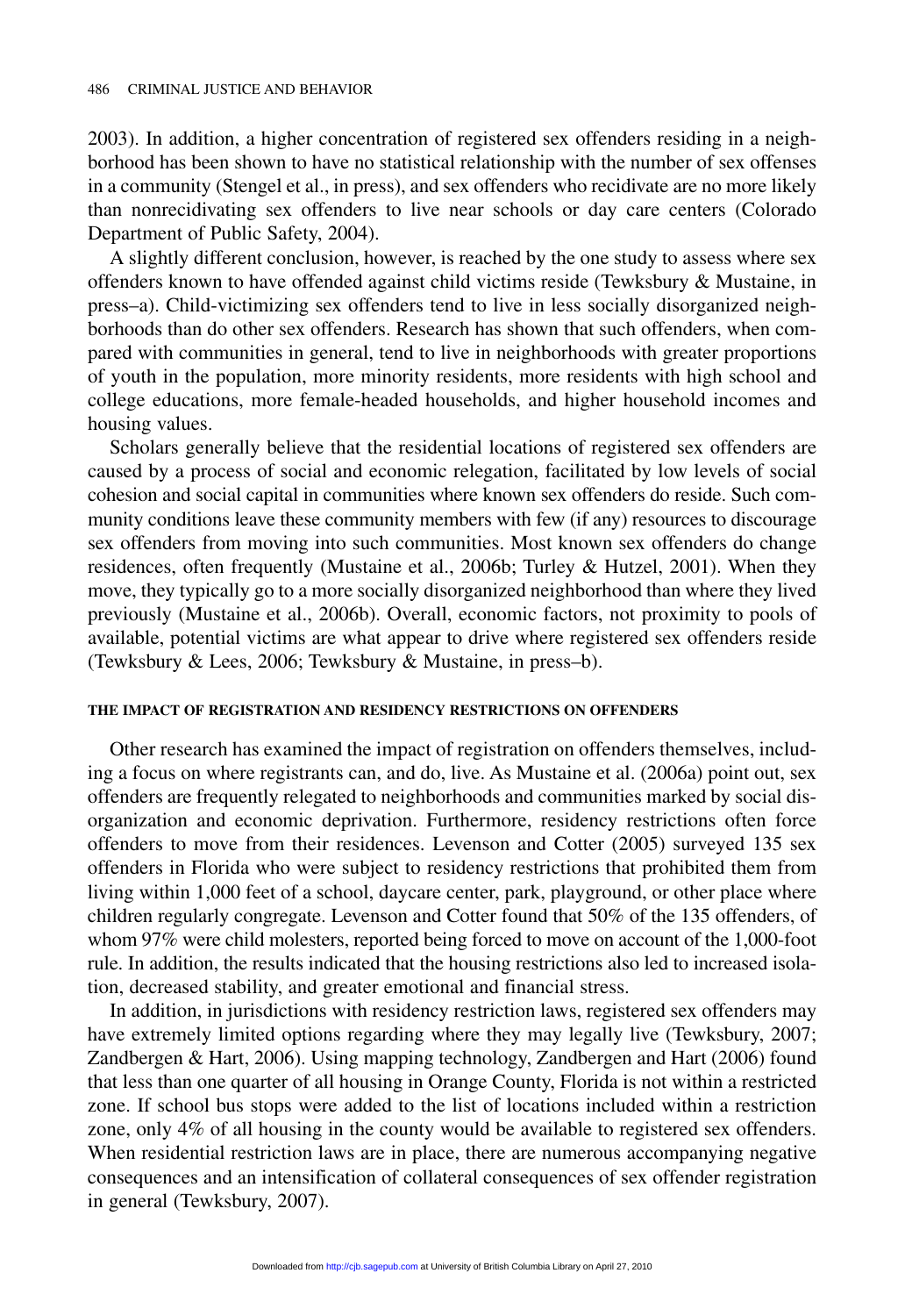2003). In addition, a higher concentration of registered sex offenders residing in a neighborhood has been shown to have no statistical relationship with the number of sex offenses in a community (Stengel et al., in press), and sex offenders who recidivate are no more likely than nonrecidivating sex offenders to live near schools or day care centers (Colorado Department of Public Safety, 2004).

A slightly different conclusion, however, is reached by the one study to assess where sex offenders known to have offended against child victims reside (Tewksbury & Mustaine, in press–a). Child-victimizing sex offenders tend to live in less socially disorganized neighborhoods than do other sex offenders. Research has shown that such offenders, when compared with communities in general, tend to live in neighborhoods with greater proportions of youth in the population, more minority residents, more residents with high school and college educations, more female-headed households, and higher household incomes and housing values.

Scholars generally believe that the residential locations of registered sex offenders are caused by a process of social and economic relegation, facilitated by low levels of social cohesion and social capital in communities where known sex offenders do reside. Such community conditions leave these community members with few (if any) resources to discourage sex offenders from moving into such communities. Most known sex offenders do change residences, often frequently (Mustaine et al., 2006b; Turley & Hutzel, 2001). When they move, they typically go to a more socially disorganized neighborhood than where they lived previously (Mustaine et al., 2006b). Overall, economic factors, not proximity to pools of available, potential victims are what appear to drive where registered sex offenders reside (Tewksbury & Lees, 2006; Tewksbury & Mustaine, in press–b).

#### THE IMPACT OF REGISTRATION AND RESIDENCY RESTRICTIONS ON OFFENDERS

Other research has examined the impact of registration on offenders themselves, including a focus on where registrants can, and do, live. As Mustaine et al. (2006a) point out, sex offenders are frequently relegated to neighborhoods and communities marked by social disorganization and economic deprivation. Furthermore, residency restrictions often force offenders to move from their residences. Levenson and Cotter (2005) surveyed 135 sex offenders in Florida who were subject to residency restrictions that prohibited them from living within 1,000 feet of a school, daycare center, park, playground, or other place where children regularly congregate. Levenson and Cotter found that 50% of the 135 offenders, of whom 97% were child molesters, reported being forced to move on account of the 1,000-foot rule. In addition, the results indicated that the housing restrictions also led to increased isolation, decreased stability, and greater emotional and financial stress.

In addition, in jurisdictions with residency restriction laws, registered sex offenders may have extremely limited options regarding where they may legally live (Tewksbury, 2007; Zandbergen & Hart, 2006). Using mapping technology, Zandbergen and Hart (2006) found that less than one quarter of all housing in Orange County, Florida is not within a restricted zone. If school bus stops were added to the list of locations included within a restriction zone, only 4% of all housing in the county would be available to registered sex offenders. When residential restriction laws are in place, there are numerous accompanying negative consequences and an intensification of collateral consequences of sex offender registration in general (Tewksbury, 2007).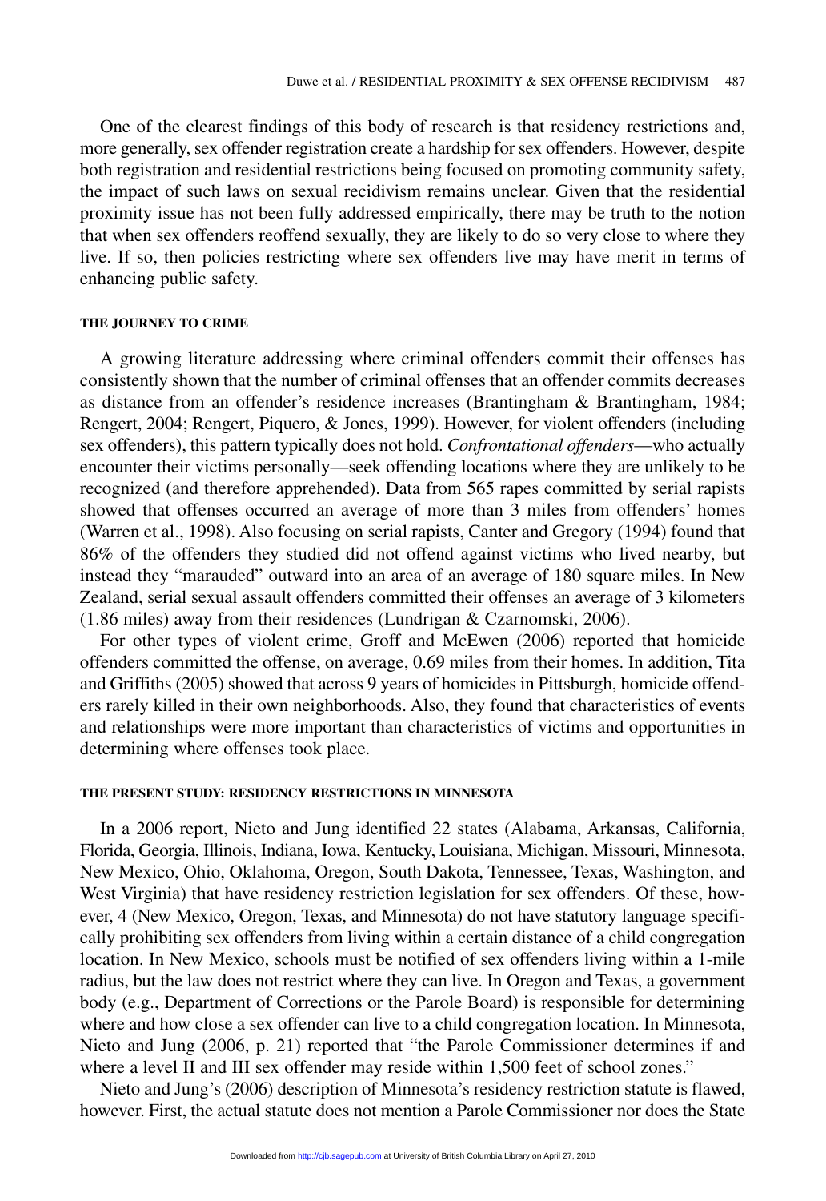One of the clearest findings of this body of research is that residency restrictions and, more generally, sex offender registration create a hardship for sex offenders. However, despite both registration and residential restrictions being focused on promoting community safety, the impact of such laws on sexual recidivism remains unclear. Given that the residential proximity issue has not been fully addressed empirically, there may be truth to the notion that when sex offenders reoffend sexually, they are likely to do so very close to where they live. If so, then policies restricting where sex offenders live may have merit in terms of enhancing public safety.

#### THE JOURNEY TO CRIME

A growing literature addressing where criminal offenders commit their offenses has consistently shown that the number of criminal offenses that an offender commits decreases as distance from an offender's residence increases (Brantingham & Brantingham, 1984; Rengert, 2004; Rengert, Piquero, & Jones, 1999). However, for violent offenders (including sex offenders), this pattern typically does not hold. *Confrontational offenders*—who actually encounter their victims personally—seek offending locations where they are unlikely to be recognized (and therefore apprehended). Data from 565 rapes committed by serial rapists showed that offenses occurred an average of more than 3 miles from offenders' homes (Warren et al., 1998). Also focusing on serial rapists, Canter and Gregory (1994) found that 86% of the offenders they studied did not offend against victims who lived nearby, but instead they "marauded" outward into an area of an average of 180 square miles. In New Zealand, serial sexual assault offenders committed their offenses an average of 3 kilometers (1.86 miles) away from their residences (Lundrigan & Czarnomski, 2006).

For other types of violent crime, Groff and McEwen (2006) reported that homicide offenders committed the offense, on average, 0.69 miles from their homes. In addition, Tita and Griffiths (2005) showed that across 9 years of homicides in Pittsburgh, homicide offenders rarely killed in their own neighborhoods. Also, they found that characteristics of events and relationships were more important than characteristics of victims and opportunities in determining where offenses took place.

#### THE PRESENT STUDY: RESIDENCY RESTRICTIONS IN MINNESOTA

In a 2006 report, Nieto and Jung identified 22 states (Alabama, Arkansas, California, Florida, Georgia, Illinois, Indiana, Iowa, Kentucky, Louisiana, Michigan, Missouri, Minnesota, New Mexico, Ohio, Oklahoma, Oregon, South Dakota, Tennessee, Texas, Washington, and West Virginia) that have residency restriction legislation for sex offenders. Of these, however, 4 (New Mexico, Oregon, Texas, and Minnesota) do not have statutory language specifically prohibiting sex offenders from living within a certain distance of a child congregation location. In New Mexico, schools must be notified of sex offenders living within a 1-mile radius, but the law does not restrict where they can live. In Oregon and Texas, a government body (e.g., Department of Corrections or the Parole Board) is responsible for determining where and how close a sex offender can live to a child congregation location. In Minnesota, Nieto and Jung (2006, p. 21) reported that "the Parole Commissioner determines if and where a level II and III sex offender may reside within 1,500 feet of school zones."

Nieto and Jung's (2006) description of Minnesota's residency restriction statute is flawed, however. First, the actual statute does not mention a Parole Commissioner nor does the State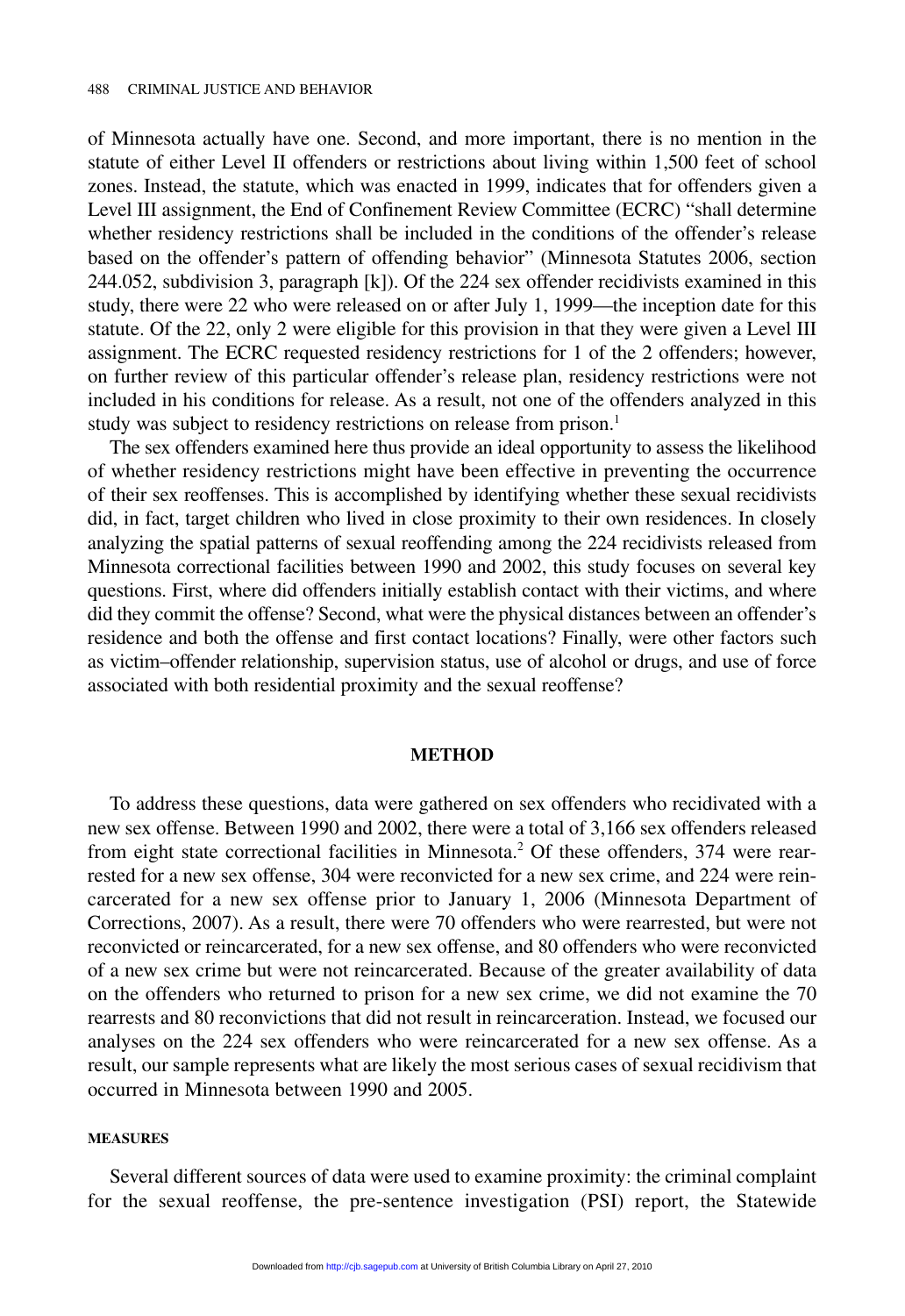of Minnesota actually have one. Second, and more important, there is no mention in the statute of either Level II offenders or restrictions about living within 1,500 feet of school zones. Instead, the statute, which was enacted in 1999, indicates that for offenders given a Level III assignment, the End of Confinement Review Committee (ECRC) "shall determine whether residency restrictions shall be included in the conditions of the offender's release based on the offender's pattern of offending behavior" (Minnesota Statutes 2006, section 244.052, subdivision 3, paragraph [k]). Of the 224 sex offender recidivists examined in this study, there were 22 who were released on or after July 1, 1999—the inception date for this statute. Of the 22, only 2 were eligible for this provision in that they were given a Level III assignment. The ECRC requested residency restrictions for 1 of the 2 offenders; however, on further review of this particular offender's release plan, residency restrictions were not included in his conditions for release. As a result, not one of the offenders analyzed in this study was subject to residency restrictions on release from prison.[1]

The sex offenders examined here thus provide an ideal opportunity to assess the likelihood of whether residency restrictions might have been effective in preventing the occurrence of their sex reoffenses. This is accomplished by identifying whether these sexual recidivists did, in fact, target children who lived in close proximity to their own residences. In closely analyzing the spatial patterns of sexual reoffending among the 224 recidivists released from Minnesota correctional facilities between 1990 and 2002, this study focuses on several key questions. First, where did offenders initially establish contact with their victims, and where did they commit the offense? Second, what were the physical distances between an offender's residence and both the offense and first contact locations? Finally, were other factors such as victim–offender relationship, supervision status, use of alcohol or drugs, and use of force associated with both residential proximity and the sexual reoffense?

## METHOD

To address these questions, data were gathered on sex offenders who recidivated with a new sex offense. Between 1990 and 2002, there were a total of 3,166 sex offenders released from eight state correctional facilities in Minnesota.[2] Of these offenders, 374 were rearrested for a new sex offense, 304 were reconvicted for a new sex crime, and 224 were reincarcerated for a new sex offense prior to January 1, 2006 (Minnesota Department of Corrections, 2007). As a result, there were 70 offenders who were rearrested, but were not reconvicted or reincarcerated, for a new sex offense, and 80 offenders who were reconvicted of a new sex crime but were not reincarcerated. Because of the greater availability of data on the offenders who returned to prison for a new sex crime, we did not examine the 70 rearrests and 80 reconvictions that did not result in reincarceration. Instead, we focused our analyses on the 224 sex offenders who were reincarcerated for a new sex offense. As a result, our sample represents what are likely the most serious cases of sexual recidivism that occurred in Minnesota between 1990 and 2005.

### MEASURES

Several different sources of data were used to examine proximity: the criminal complaint for the sexual reoffense, the pre-sentence investigation (PSI) report, the Statewide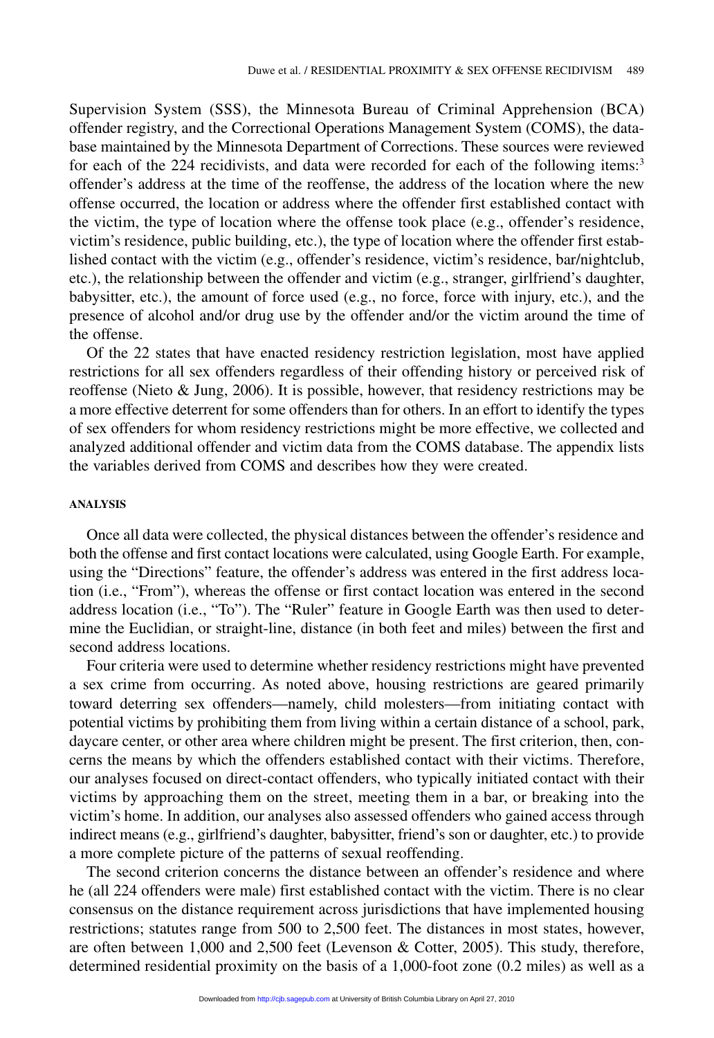Supervision System (SSS), the Minnesota Bureau of Criminal Apprehension (BCA) offender registry, and the Correctional Operations Management System (COMS), the database maintained by the Minnesota Department of Corrections. These sources were reviewed for each of the 224 recidivists, and data were recorded for each of the following items:[3] offender's address at the time of the reoffense, the address of the location where the new offense occurred, the location or address where the offender first established contact with the victim, the type of location where the offense took place (e.g., offender's residence, victim's residence, public building, etc.), the type of location where the offender first established contact with the victim (e.g., offender's residence, victim's residence, bar/nightclub, etc.), the relationship between the offender and victim (e.g., stranger, girlfriend's daughter, babysitter, etc.), the amount of force used (e.g., no force, force with injury, etc.), and the presence of alcohol and/or drug use by the offender and/or the victim around the time of the offense.

Of the 22 states that have enacted residency restriction legislation, most have applied restrictions for all sex offenders regardless of their offending history or perceived risk of reoffense (Nieto & Jung, 2006). It is possible, however, that residency restrictions may be a more effective deterrent for some offenders than for others. In an effort to identify the types of sex offenders for whom residency restrictions might be more effective, we collected and analyzed additional offender and victim data from the COMS database. The appendix lists the variables derived from COMS and describes how they were created.

#### ANALYSIS

Once all data were collected, the physical distances between the offender's residence and both the offense and first contact locations were calculated, using Google Earth. For example, using the "Directions" feature, the offender's address was entered in the first address location (i.e., "From"), whereas the offense or first contact location was entered in the second address location (i.e., "To"). The "Ruler" feature in Google Earth was then used to determine the Euclidian, or straight-line, distance (in both feet and miles) between the first and second address locations.

Four criteria were used to determine whether residency restrictions might have prevented a sex crime from occurring. As noted above, housing restrictions are geared primarily toward deterring sex offenders—namely, child molesters—from initiating contact with potential victims by prohibiting them from living within a certain distance of a school, park, daycare center, or other area where children might be present. The first criterion, then, concerns the means by which the offenders established contact with their victims. Therefore, our analyses focused on direct-contact offenders, who typically initiated contact with their victims by approaching them on the street, meeting them in a bar, or breaking into the victim's home. In addition, our analyses also assessed offenders who gained access through indirect means (e.g., girlfriend's daughter, babysitter, friend's son or daughter, etc.) to provide a more complete picture of the patterns of sexual reoffending.

The second criterion concerns the distance between an offender's residence and where he (all 224 offenders were male) first established contact with the victim. There is no clear consensus on the distance requirement across jurisdictions that have implemented housing restrictions; statutes range from 500 to 2,500 feet. The distances in most states, however, are often between 1,000 and 2,500 feet (Levenson & Cotter, 2005). This study, therefore, determined residential proximity on the basis of a 1,000-foot zone (0.2 miles) as well as a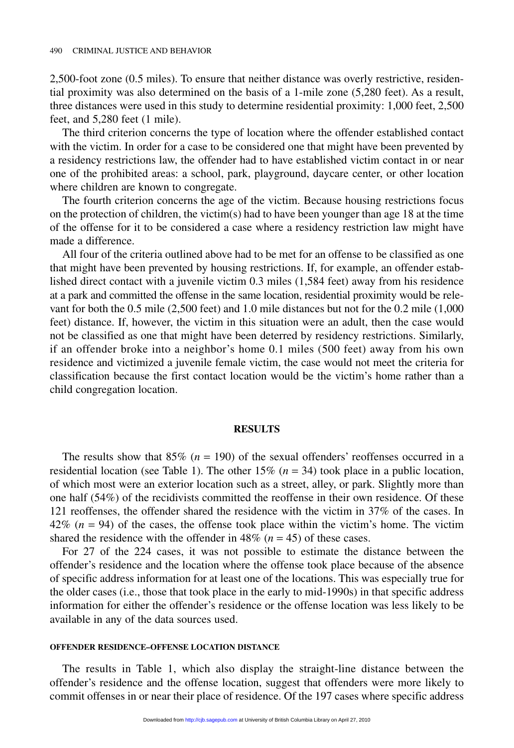2,500-foot zone (0.5 miles). To ensure that neither distance was overly restrictive, residential proximity was also determined on the basis of a 1-mile zone (5,280 feet). As a result, three distances were used in this study to determine residential proximity: 1,000 feet, 2,500 feet, and 5,280 feet (1 mile).

The third criterion concerns the type of location where the offender established contact with the victim. In order for a case to be considered one that might have been prevented by a residency restrictions law, the offender had to have established victim contact in or near one of the prohibited areas: a school, park, playground, daycare center, or other location where children are known to congregate.

The fourth criterion concerns the age of the victim. Because housing restrictions focus on the protection of children, the victim(s) had to have been younger than age 18 at the time of the offense for it to be considered a case where a residency restriction law might have made a difference.

All four of the criteria outlined above had to be met for an offense to be classified as one that might have been prevented by housing restrictions. If, for example, an offender established direct contact with a juvenile victim 0.3 miles (1,584 feet) away from his residence at a park and committed the offense in the same location, residential proximity would be relevant for both the 0.5 mile (2,500 feet) and 1.0 mile distances but not for the 0.2 mile (1,000 feet) distance. If, however, the victim in this situation were an adult, then the case would not be classified as one that might have been deterred by residency restrictions. Similarly, if an offender broke into a neighbor's home 0.1 miles (500 feet) away from his own residence and victimized a juvenile female victim, the case would not meet the criteria for classification because the first contact location would be the victim's home rather than a child congregation location.

## RESULTS

The results show that 85% ($n$ = 190) of the sexual offenders' reoffenses occurred in a residential location (see Table 1). The other 15% ($n$ = 34) took place in a public location, of which most were an exterior location such as a street, alley, or park. Slightly more than one half (54%) of the recidivists committed the reoffense in their own residence. Of these 121 reoffenses, the offender shared the residence with the victim in 37% of the cases. In 42% ($n$ = 94) of the cases, the offense took place within the victim's home. The victim shared the residence with the offender in 48% ($n$ = 45) of these cases.

For 27 of the 224 cases, it was not possible to estimate the distance between the offender's residence and the location where the offense took place because of the absence of specific address information for at least one of the locations. This was especially true for the older cases (i.e., those that took place in the early to mid-1990s) in that specific address information for either the offender's residence or the offense location was less likely to be available in any of the data sources used.

### OFFENDER RESIDENCE–OFFENSE LOCATION DISTANCE

The results in Table 1, which also display the straight-line distance between the offender's residence and the offense location, suggest that offenders were more likely to commit offenses in or near their place of residence. Of the 197 cases where specific address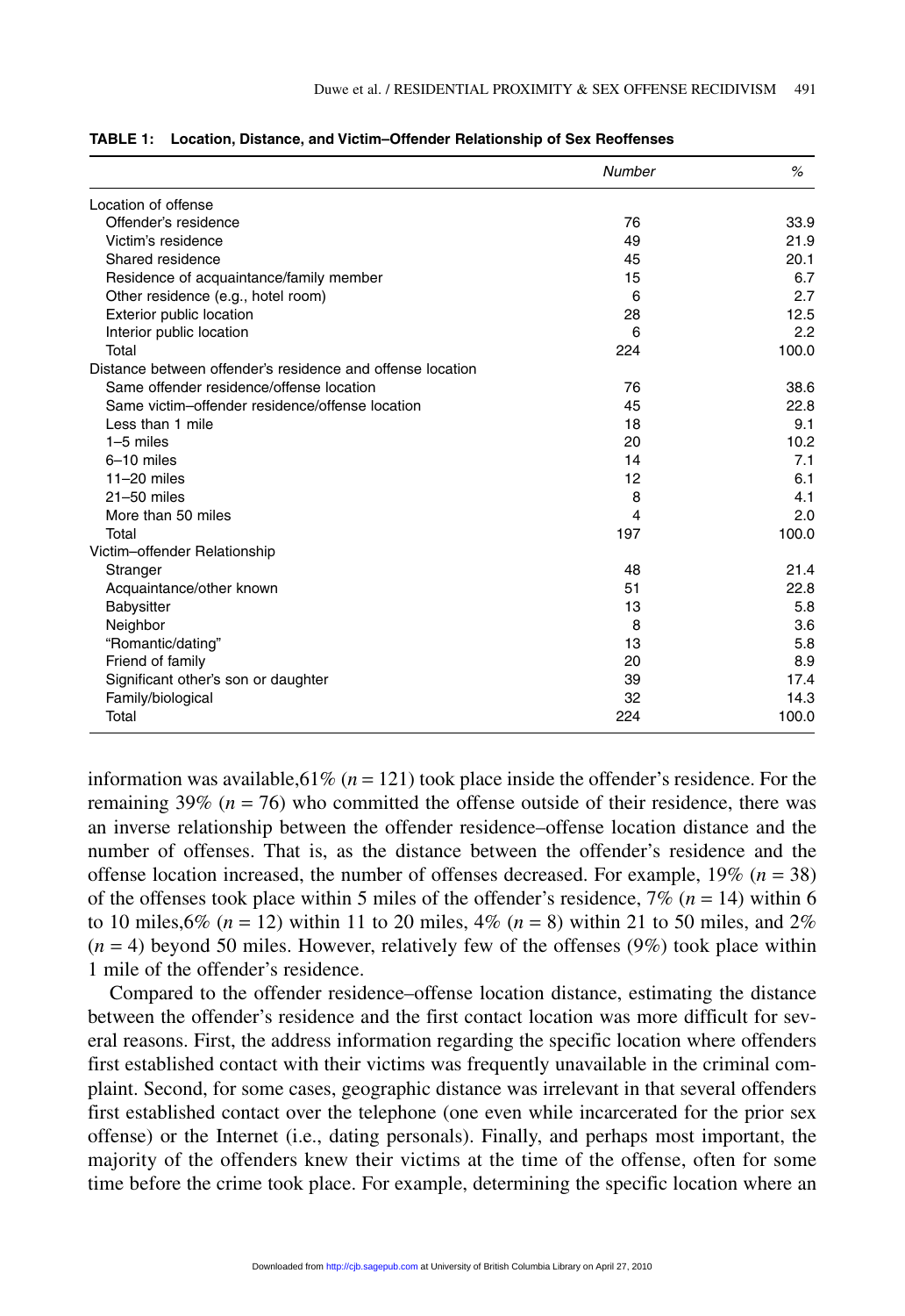**TABLE 1: Location, Distance, and Victim–Offender Relationship of Sex Reoffenses**

| | *Number* | *%* |
|---|---|---|
| Location of offense | | |
| Offender's residence | 76 | 33.9 |
| Victim's residence | 49 | 21.9 |
| Shared residence | 45 | 20.1 |
| Residence of acquaintance/family member | 15 | 6.7 |
| Other residence (e.g., hotel room) | 6 | 2.7 |
| Exterior public location | 28 | 12.5 |
| Interior public location | 6 | 2.2 |
| Total | 224 | 100.0 |
| Distance between offender's residence and offense location | | |
| Same offender residence/offense location | 76 | 38.6 |
| Same victim–offender residence/offense location | 45 | 22.8 |
| Less than 1 mile | 18 | 9.1 |
| 1–5 miles | 20 | 10.2 |
| 6–10 miles | 14 | 7.1 |
| 11–20 miles | 12 | 6.1 |
| 21–50 miles | 8 | 4.1 |
| More than 50 miles | 4 | 2.0 |
| Total | 197 | 100.0 |
| Victim–offender Relationship | | |
| Stranger | 48 | 21.4 |
| Acquaintance/other known | 51 | 22.8 |
| Babysitter | 13 | 5.8 |
| Neighbor | 8 | 3.6 |
| "Romantic/dating" | 13 | 5.8 |
| Friend of family | 20 | 8.9 |
| Significant other's son or daughter | 39 | 17.4 |
| Family/biological | 32 | 14.3 |
| Total | 224 | 100.0 |

information was available,61% ($n = 121$) took place inside the offender's residence. For the remaining 39% ($n = 76$) who committed the offense outside of their residence, there was an inverse relationship between the offender residence–offense location distance and the number of offenses. That is, as the distance between the offender's residence and the offense location increased, the number of offenses decreased. For example, 19% ($n = 38$) of the offenses took place within 5 miles of the offender's residence, 7% ($n = 14$) within 6 to 10 miles,6% ($n = 12$) within 11 to 20 miles, 4% ($n = 8$) within 21 to 50 miles, and 2% ($n = 4$) beyond 50 miles. However, relatively few of the offenses (9%) took place within 1 mile of the offender's residence.

Compared to the offender residence–offense location distance, estimating the distance between the offender's residence and the first contact location was more difficult for several reasons. First, the address information regarding the specific location where offenders first established contact with their victims was frequently unavailable in the criminal complaint. Second, for some cases, geographic distance was irrelevant in that several offenders first established contact over the telephone (one even while incarcerated for the prior sex offense) or the Internet (i.e., dating personals). Finally, and perhaps most important, the majority of the offenders knew their victims at the time of the offense, often for some time before the crime took place. For example, determining the specific location where an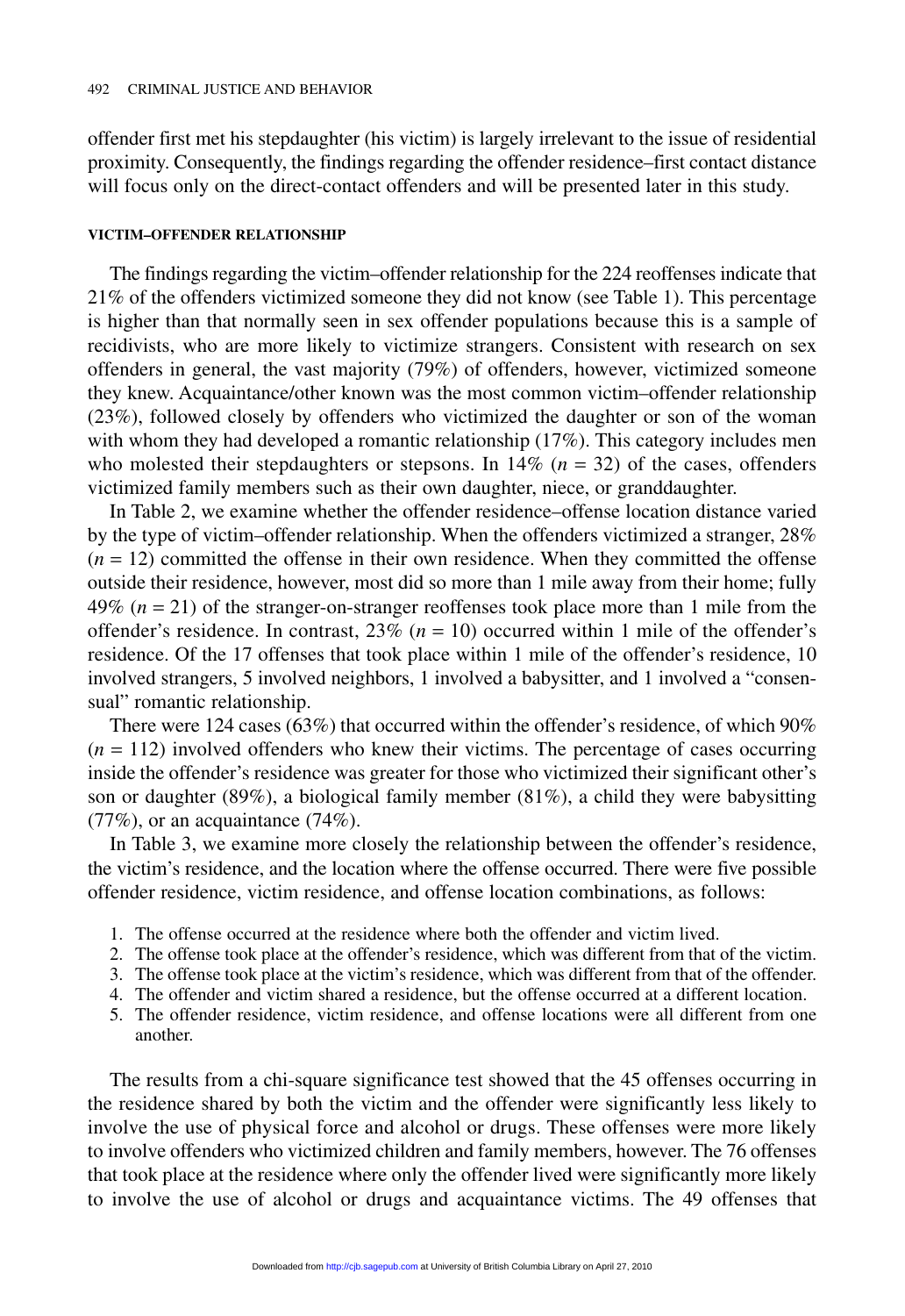offender first met his stepdaughter (his victim) is largely irrelevant to the issue of residential proximity. Consequently, the findings regarding the offender residence–first contact distance will focus only on the direct-contact offenders and will be presented later in this study.

#### VICTIM–OFFENDER RELATIONSHIP

The findings regarding the victim–offender relationship for the 224 reoffenses indicate that 21% of the offenders victimized someone they did not know (see Table 1). This percentage is higher than that normally seen in sex offender populations because this is a sample of recidivists, who are more likely to victimize strangers. Consistent with research on sex offenders in general, the vast majority (79%) of offenders, however, victimized someone they knew. Acquaintance/other known was the most common victim–offender relationship (23%), followed closely by offenders who victimized the daughter or son of the woman with whom they had developed a romantic relationship (17%). This category includes men who molested their stepdaughters or stepsons. In 14% ($n$ = 32) of the cases, offenders victimized family members such as their own daughter, niece, or granddaughter.

In Table 2, we examine whether the offender residence–offense location distance varied by the type of victim–offender relationship. When the offenders victimized a stranger, 28% ($n$ = 12) committed the offense in their own residence. When they committed the offense outside their residence, however, most did so more than 1 mile away from their home; fully 49% ($n$ = 21) of the stranger-on-stranger reoffenses took place more than 1 mile from the offender's residence. In contrast, 23% ($n$ = 10) occurred within 1 mile of the offender's residence. Of the 17 offenses that took place within 1 mile of the offender's residence, 10 involved strangers, 5 involved neighbors, 1 involved a babysitter, and 1 involved a "consensual" romantic relationship.

There were 124 cases (63%) that occurred within the offender's residence, of which 90% ($n$ = 112) involved offenders who knew their victims. The percentage of cases occurring inside the offender's residence was greater for those who victimized their significant other's son or daughter (89%), a biological family member (81%), a child they were babysitting (77%), or an acquaintance (74%).

In Table 3, we examine more closely the relationship between the offender's residence, the victim's residence, and the location where the offense occurred. There were five possible offender residence, victim residence, and offense location combinations, as follows:

1. The offense occurred at the residence where both the offender and victim lived.
2. The offense took place at the offender's residence, which was different from that of the victim.
3. The offense took place at the victim's residence, which was different from that of the offender.
4. The offender and victim shared a residence, but the offense occurred at a different location.
5. The offender residence, victim residence, and offense locations were all different from one another.

The results from a chi-square significance test showed that the 45 offenses occurring in the residence shared by both the victim and the offender were significantly less likely to involve the use of physical force and alcohol or drugs. These offenses were more likely to involve offenders who victimized children and family members, however. The 76 offenses that took place at the residence where only the offender lived were significantly more likely to involve the use of alcohol or drugs and acquaintance victims. The 49 offenses that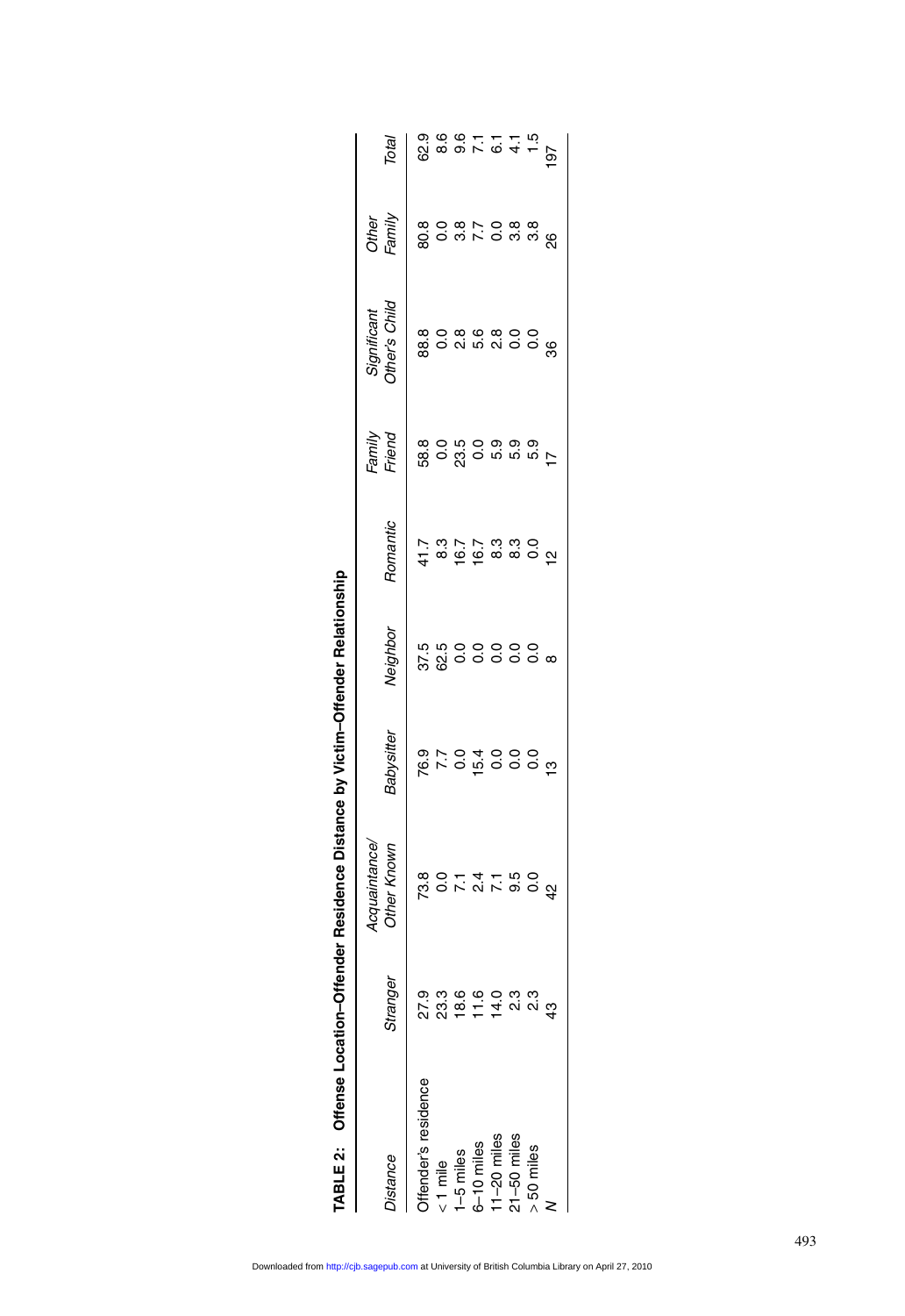**TABLE 2: Offense Location–Offender Residence Distance by Victim–Offender Relationship**

| *Distance* | *Stranger* | *Acquaintance/ Other Known* | *Babysitter* | *Neighbor* | *Romantic* | *Family Friend* | *Significant Other's Child* | *Other Family* | *Total* |
|---|---|---|---|---|---|---|---|---|---|
| Offender's residence | 27.9 | 73.8 | 76.9 | 37.5 | 41.7 | 58.8 | 88.8 | 80.8 | 62.9 |
| < 1 mile | 23.3 | 0.0 | 7.7 | 62.5 | 8.3 | 0.0 | 0.0 | 0.0 | 8.6 |
| 1–5 miles | 18.6 | 7.1 | 0.0 | 0.0 | 16.7 | 23.5 | 2.8 | 3.8 | 9.6 |
| 6–10 miles | 11.6 | 2.4 | 15.4 | 0.0 | 16.7 | 0.0 | 5.6 | 7.7 | 7.1 |
| 11–20 miles | 14.0 | 7.1 | 0.0 | 0.0 | 8.3 | 5.9 | 2.8 | 0.0 | 6.1 |
| 21–50 miles | 2.3 | 9.5 | 0.0 | 0.0 | 8.3 | 5.9 | 0.0 | 3.8 | 4.1 |
| > 50 miles | 2.3 | 0.0 | 0.0 | 0.0 | 0.0 | 5.9 | 0.0 | 3.8 | 1.5 |
| *N* | 43 | 42 | 13 | 8 | 12 | 17 | 36 | 26 | 197 |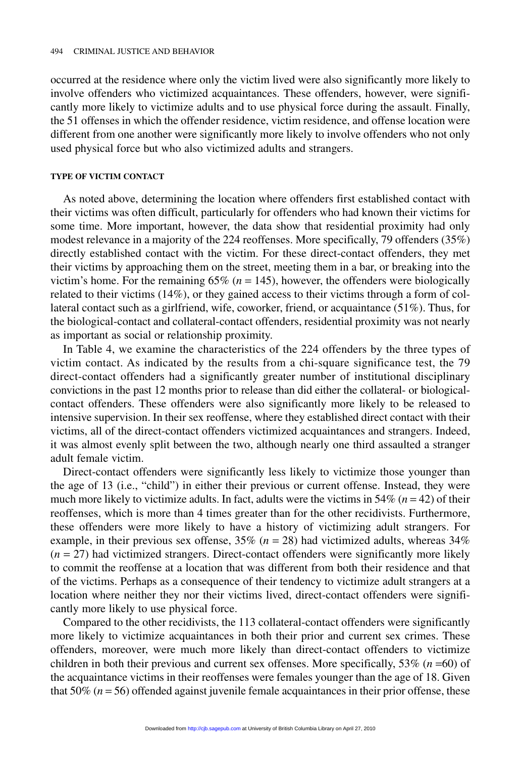occurred at the residence where only the victim lived were also significantly more likely to involve offenders who victimized acquaintances. These offenders, however, were significantly more likely to victimize adults and to use physical force during the assault. Finally, the 51 offenses in which the offender residence, victim residence, and offense location were different from one another were significantly more likely to involve offenders who not only used physical force but who also victimized adults and strangers.

### TYPE OF VICTIM CONTACT

As noted above, determining the location where offenders first established contact with their victims was often difficult, particularly for offenders who had known their victims for some time. More important, however, the data show that residential proximity had only modest relevance in a majority of the 224 reoffenses. More specifically, 79 offenders (35%) directly established contact with the victim. For these direct-contact offenders, they met their victims by approaching them on the street, meeting them in a bar, or breaking into the victim's home. For the remaining 65% ($n$ = 145), however, the offenders were biologically related to their victims (14%), or they gained access to their victims through a form of collateral contact such as a girlfriend, wife, coworker, friend, or acquaintance (51%). Thus, for the biological-contact and collateral-contact offenders, residential proximity was not nearly as important as social or relationship proximity.

In Table 4, we examine the characteristics of the 224 offenders by the three types of victim contact. As indicated by the results from a chi-square significance test, the 79 direct-contact offenders had a significantly greater number of institutional disciplinary convictions in the past 12 months prior to release than did either the collateral- or biological-contact offenders. These offenders were also significantly more likely to be released to intensive supervision. In their sex reoffense, where they established direct contact with their victims, all of the direct-contact offenders victimized acquaintances and strangers. Indeed, it was almost evenly split between the two, although nearly one third assaulted a stranger adult female victim.

Direct-contact offenders were significantly less likely to victimize those younger than the age of 13 (i.e., "child") in either their previous or current offense. Instead, they were much more likely to victimize adults. In fact, adults were the victims in 54% ($n$ = 42) of their reoffenses, which is more than 4 times greater than for the other recidivists. Furthermore, these offenders were more likely to have a history of victimizing adult strangers. For example, in their previous sex offense, 35% ($n$ = 28) had victimized adults, whereas 34% ($n$ = 27) had victimized strangers. Direct-contact offenders were significantly more likely to commit the reoffense at a location that was different from both their residence and that of the victims. Perhaps as a consequence of their tendency to victimize adult strangers at a location where neither they nor their victims lived, direct-contact offenders were significantly more likely to use physical force.

Compared to the other recidivists, the 113 collateral-contact offenders were significantly more likely to victimize acquaintances in both their prior and current sex crimes. These offenders, moreover, were much more likely than direct-contact offenders to victimize children in both their previous and current sex offenses. More specifically, 53% ($n$ =60) of the acquaintance victims in their reoffenses were females younger than the age of 18. Given that 50% ($n$ = 56) offended against juvenile female acquaintances in their prior offense, these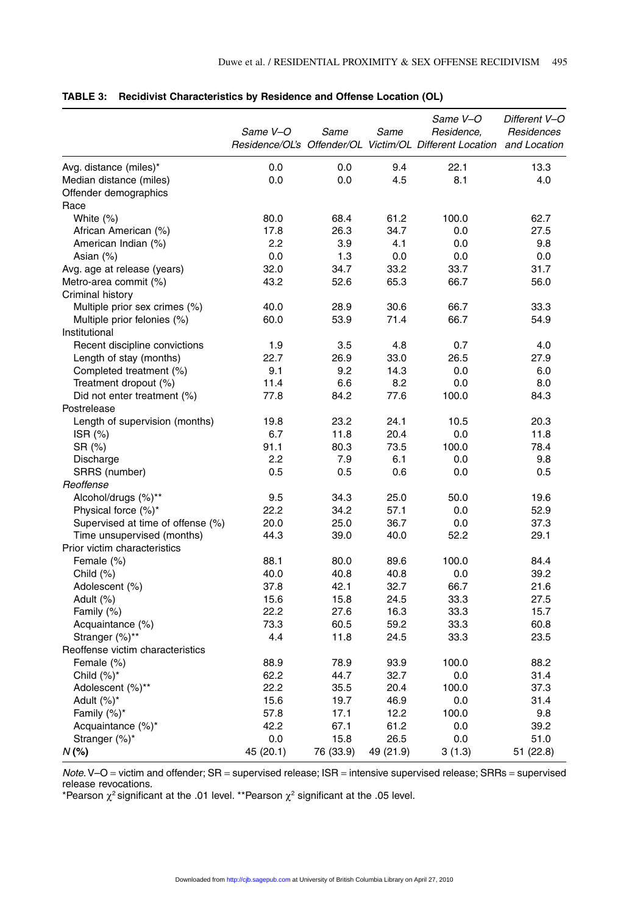**TABLE 3: Recidivist Characteristics by Residence and Offense Location (OL)**

| | *Same V–O Residence/OL's* | *Same Offender/OL* | *Same Victim/OL* | *Same V–O Residence, Different Location* | *Different V–O Residences and Location* |
|---|---|---|---|---|---|
| Avg. distance (miles)* | 0.0 | 0.0 | 9.4 | 22.1 | 13.3 |
| Median distance (miles) | 0.0 | 0.0 | 4.5 | 8.1 | 4.0 |
| Offender demographics | | | | | |
| Race | | | | | |
| White (%) | 80.0 | 68.4 | 61.2 | 100.0 | 62.7 |
| African American (%) | 17.8 | 26.3 | 34.7 | 0.0 | 27.5 |
| American Indian (%) | 2.2 | 3.9 | 4.1 | 0.0 | 9.8 |
| Asian (%) | 0.0 | 1.3 | 0.0 | 0.0 | 0.0 |
| Avg. age at release (years) | 32.0 | 34.7 | 33.2 | 33.7 | 31.7 |
| Metro-area commit (%) | 43.2 | 52.6 | 65.3 | 66.7 | 56.0 |
| Criminal history | | | | | |
| Multiple prior sex crimes (%) | 40.0 | 28.9 | 30.6 | 66.7 | 33.3 |
| Multiple prior felonies (%) | 60.0 | 53.9 | 71.4 | 66.7 | 54.9 |
| Institutional | | | | | |
| Recent discipline convictions | 1.9 | 3.5 | 4.8 | 0.7 | 4.0 |
| Length of stay (months) | 22.7 | 26.9 | 33.0 | 26.5 | 27.9 |
| Completed treatment (%) | 9.1 | 9.2 | 14.3 | 0.0 | 6.0 |
| Treatment dropout (%) | 11.4 | 6.6 | 8.2 | 0.0 | 8.0 |
| Did not enter treatment (%) | 77.8 | 84.2 | 77.6 | 100.0 | 84.3 |
| Postrelease | | | | | |
| Length of supervision (months) | 19.8 | 23.2 | 24.1 | 10.5 | 20.3 |
| ISR (%) | 6.7 | 11.8 | 20.4 | 0.0 | 11.8 |
| SR (%) | 91.1 | 80.3 | 73.5 | 100.0 | 78.4 |
| Discharge | 2.2 | 7.9 | 6.1 | 0.0 | 9.8 |
| SRRS (number) | 0.5 | 0.5 | 0.6 | 0.0 | 0.5 |
| *Reoffense* | | | | | |
| Alcohol/drugs (%)** | 9.5 | 34.3 | 25.0 | 50.0 | 19.6 |
| Physical force (%)* | 22.2 | 34.2 | 57.1 | 0.0 | 52.9 |
| Supervised at time of offense (%) | 20.0 | 25.0 | 36.7 | 0.0 | 37.3 |
| Time unsupervised (months) | 44.3 | 39.0 | 40.0 | 52.2 | 29.1 |
| Prior victim characteristics | | | | | |
| Female (%) | 88.1 | 80.0 | 89.6 | 100.0 | 84.4 |
| Child (%) | 40.0 | 40.8 | 40.8 | 0.0 | 39.2 |
| Adolescent (%) | 37.8 | 42.1 | 32.7 | 66.7 | 21.6 |
| Adult (%) | 15.6 | 15.8 | 24.5 | 33.3 | 27.5 |
| Family (%) | 22.2 | 27.6 | 16.3 | 33.3 | 15.7 |
| Acquaintance (%) | 73.3 | 60.5 | 59.2 | 33.3 | 60.8 |
| Stranger (%)** | 4.4 | 11.8 | 24.5 | 33.3 | 23.5 |
| Reoffense victim characteristics | | | | | |
| Female (%) | 88.9 | 78.9 | 93.9 | 100.0 | 88.2 |
| Child (%)* | 62.2 | 44.7 | 32.7 | 0.0 | 31.4 |
| Adolescent (%)** | 22.2 | 35.5 | 20.4 | 100.0 | 37.3 |
| Adult (%)* | 15.6 | 19.7 | 46.9 | 0.0 | 31.4 |
| Family (%)* | 57.8 | 17.1 | 12.2 | 100.0 | 9.8 |
| Acquaintance (%)* | 42.2 | 67.1 | 61.2 | 0.0 | 39.2 |
| Stranger (%)* | 0.0 | 15.8 | 26.5 | 0.0 | 51.0 |
| *N* **(%)** | 45 (20.1) | 76 (33.9) | 49 (21.9) | 3 (1.3) | 51 (22.8) |

*Note.* V–O = victim and offender; SR = supervised release; ISR = intensive supervised release; SRRs = supervised release revocations.
*Pearson $\chi^2$ significant at the .01 level. **Pearson $\chi^2$ significant at the .05 level.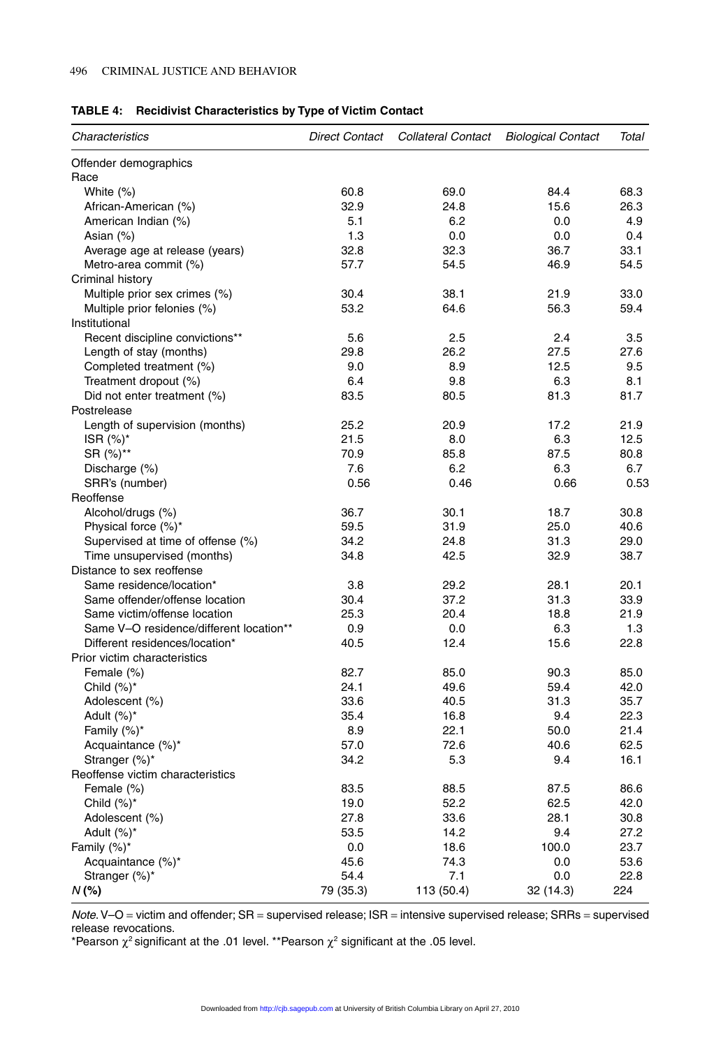**TABLE 4: Recidivist Characteristics by Type of Victim Contact**

| *Characteristics* | *Direct Contact* | *Collateral Contact* | *Biological Contact* | *Total* |
|---|---|---|---|---|
| Offender demographics | | | | |
| Race | | | | |
| White (%) | 60.8 | 69.0 | 84.4 | 68.3 |
| African-American (%) | 32.9 | 24.8 | 15.6 | 26.3 |
| American Indian (%) | 5.1 | 6.2 | 0.0 | 4.9 |
| Asian (%) | 1.3 | 0.0 | 0.0 | 0.4 |
| Average age at release (years) | 32.8 | 32.3 | 36.7 | 33.1 |
| Metro-area commit (%) | 57.7 | 54.5 | 46.9 | 54.5 |
| Criminal history | | | | |
| Multiple prior sex crimes (%) | 30.4 | 38.1 | 21.9 | 33.0 |
| Multiple prior felonies (%) | 53.2 | 64.6 | 56.3 | 59.4 |
| Institutional | | | | |
| Recent discipline convictions** | 5.6 | 2.5 | 2.4 | 3.5 |
| Length of stay (months) | 29.8 | 26.2 | 27.5 | 27.6 |
| Completed treatment (%) | 9.0 | 8.9 | 12.5 | 9.5 |
| Treatment dropout (%) | 6.4 | 9.8 | 6.3 | 8.1 |
| Did not enter treatment (%) | 83.5 | 80.5 | 81.3 | 81.7 |
| Postrelease | | | | |
| Length of supervision (months) | 25.2 | 20.9 | 17.2 | 21.9 |
| ISR (%)* | 21.5 | 8.0 | 6.3 | 12.5 |
| SR (%)** | 70.9 | 85.8 | 87.5 | 80.8 |
| Discharge (%) | 7.6 | 6.2 | 6.3 | 6.7 |
| SRR's (number) | 0.56 | 0.46 | 0.66 | 0.53 |
| Reoffense | | | | |
| Alcohol/drugs (%) | 36.7 | 30.1 | 18.7 | 30.8 |
| Physical force (%)* | 59.5 | 31.9 | 25.0 | 40.6 |
| Supervised at time of offense (%) | 34.2 | 24.8 | 31.3 | 29.0 |
| Time unsupervised (months) | 34.8 | 42.5 | 32.9 | 38.7 |
| Distance to sex reoffense | | | | |
| Same residence/location* | 3.8 | 29.2 | 28.1 | 20.1 |
| Same offender/offense location | 30.4 | 37.2 | 31.3 | 33.9 |
| Same victim/offense location | 25.3 | 20.4 | 18.8 | 21.9 |
| Same V–O residence/different location** | 0.9 | 0.0 | 6.3 | 1.3 |
| Different residences/location* | 40.5 | 12.4 | 15.6 | 22.8 |
| Prior victim characteristics | | | | |
| Female (%) | 82.7 | 85.0 | 90.3 | 85.0 |
| Child (%)* | 24.1 | 49.6 | 59.4 | 42.0 |
| Adolescent (%) | 33.6 | 40.5 | 31.3 | 35.7 |
| Adult (%)* | 35.4 | 16.8 | 9.4 | 22.3 |
| Family (%)* | 8.9 | 22.1 | 50.0 | 21.4 |
| Acquaintance (%)* | 57.0 | 72.6 | 40.6 | 62.5 |
| Stranger (%)* | 34.2 | 5.3 | 9.4 | 16.1 |
| Reoffense victim characteristics | | | | |
| Female (%) | 83.5 | 88.5 | 87.5 | 86.6 |
| Child (%)* | 19.0 | 52.2 | 62.5 | 42.0 |
| Adolescent (%) | 27.8 | 33.6 | 28.1 | 30.8 |
| Adult (%)* | 53.5 | 14.2 | 9.4 | 27.2 |
| Family (%)* | 0.0 | 18.6 | 100.0 | 23.7 |
| Acquaintance (%)* | 45.6 | 74.3 | 0.0 | 53.6 |
| Stranger (%)* | 54.4 | 7.1 | 0.0 | 22.8 |
| ***N* (%)** | 79 (35.3) | 113 (50.4) | 32 (14.3) | 224 |

*Note.* V–O = victim and offender; SR = supervised release; ISR = intensive supervised release; SRRs = supervised release revocations.
*Pearson $\chi^2$ significant at the .01 level. **Pearson $\chi^2$ significant at the .05 level.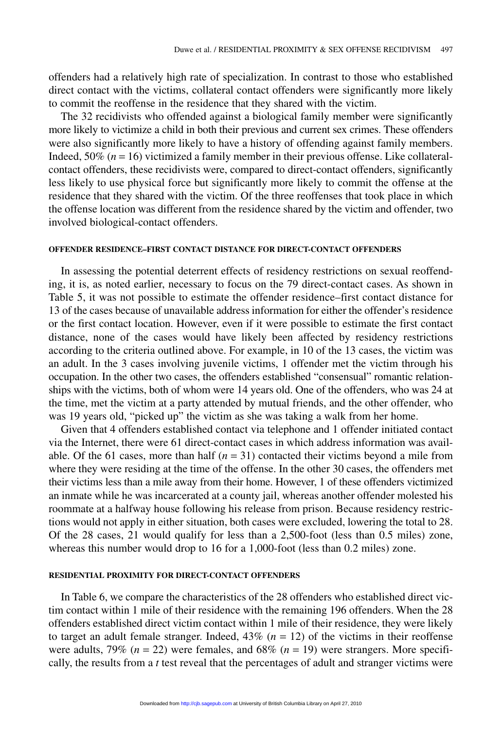offenders had a relatively high rate of specialization. In contrast to those who established direct contact with the victims, collateral contact offenders were significantly more likely to commit the reoffense in the residence that they shared with the victim.

The 32 recidivists who offended against a biological family member were significantly more likely to victimize a child in both their previous and current sex crimes. These offenders were also significantly more likely to have a history of offending against family members. Indeed, 50% ($n = 16$) victimized a family member in their previous offense. Like collateral-contact offenders, these recidivists were, compared to direct-contact offenders, significantly less likely to use physical force but significantly more likely to commit the offense at the residence that they shared with the victim. Of the three reoffenses that took place in which the offense location was different from the residence shared by the victim and offender, two involved biological-contact offenders.

#### OFFENDER RESIDENCE–FIRST CONTACT DISTANCE FOR DIRECT-CONTACT OFFENDERS

In assessing the potential deterrent effects of residency restrictions on sexual reoffending, it is, as noted earlier, necessary to focus on the 79 direct-contact cases. As shown in Table 5, it was not possible to estimate the offender residence–first contact distance for 13 of the cases because of unavailable address information for either the offender's residence or the first contact location. However, even if it were possible to estimate the first contact distance, none of the cases would have likely been affected by residency restrictions according to the criteria outlined above. For example, in 10 of the 13 cases, the victim was an adult. In the 3 cases involving juvenile victims, 1 offender met the victim through his occupation. In the other two cases, the offenders established "consensual" romantic relationships with the victims, both of whom were 14 years old. One of the offenders, who was 24 at the time, met the victim at a party attended by mutual friends, and the other offender, who was 19 years old, "picked up" the victim as she was taking a walk from her home.

Given that 4 offenders established contact via telephone and 1 offender initiated contact via the Internet, there were 61 direct-contact cases in which address information was available. Of the 61 cases, more than half ($n = 31$) contacted their victims beyond a mile from where they were residing at the time of the offense. In the other 30 cases, the offenders met their victims less than a mile away from their home. However, 1 of these offenders victimized an inmate while he was incarcerated at a county jail, whereas another offender molested his roommate at a halfway house following his release from prison. Because residency restrictions would not apply in either situation, both cases were excluded, lowering the total to 28. Of the 28 cases, 21 would qualify for less than a 2,500-foot (less than 0.5 miles) zone, whereas this number would drop to 16 for a 1,000-foot (less than 0.2 miles) zone.

#### RESIDENTIAL PROXIMITY FOR DIRECT-CONTACT OFFENDERS

In Table 6, we compare the characteristics of the 28 offenders who established direct victim contact within 1 mile of their residence with the remaining 196 offenders. When the 28 offenders established direct victim contact within 1 mile of their residence, they were likely to target an adult female stranger. Indeed, 43% ($n = 12$) of the victims in their reoffense were adults, 79% ($n = 22$) were females, and 68% ($n = 19$) were strangers. More specifically, the results from a $t$ test reveal that the percentages of adult and stranger victims were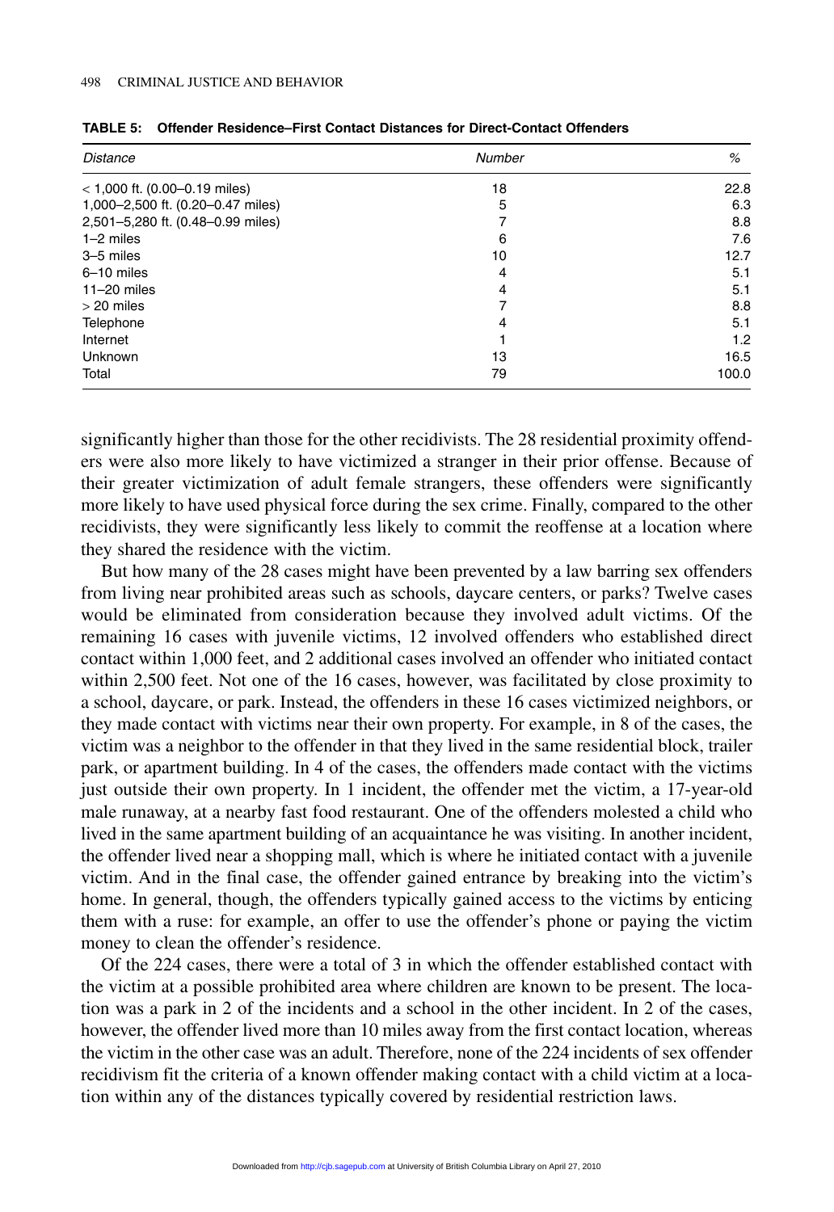**TABLE 5: Offender Residence–First Contact Distances for Direct-Contact Offenders**

| *Distance* | *Number* | *%* |
|---|---|---|
| < 1,000 ft. (0.00–0.19 miles) | 18 | 22.8 |
| 1,000–2,500 ft. (0.20–0.47 miles) | 5 | 6.3 |
| 2,501–5,280 ft. (0.48–0.99 miles) | 7 | 8.8 |
| 1–2 miles | 6 | 7.6 |
| 3–5 miles | 10 | 12.7 |
| 6–10 miles | 4 | 5.1 |
| 11–20 miles | 4 | 5.1 |
| > 20 miles | 7 | 8.8 |
| Telephone | 4 | 5.1 |
| Internet | 1 | 1.2 |
| Unknown | 13 | 16.5 |
| Total | 79 | 100.0 |

significantly higher than those for the other recidivists. The 28 residential proximity offenders were also more likely to have victimized a stranger in their prior offense. Because of their greater victimization of adult female strangers, these offenders were significantly more likely to have used physical force during the sex crime. Finally, compared to the other recidivists, they were significantly less likely to commit the reoffense at a location where they shared the residence with the victim.

But how many of the 28 cases might have been prevented by a law barring sex offenders from living near prohibited areas such as schools, daycare centers, or parks? Twelve cases would be eliminated from consideration because they involved adult victims. Of the remaining 16 cases with juvenile victims, 12 involved offenders who established direct contact within 1,000 feet, and 2 additional cases involved an offender who initiated contact within 2,500 feet. Not one of the 16 cases, however, was facilitated by close proximity to a school, daycare, or park. Instead, the offenders in these 16 cases victimized neighbors, or they made contact with victims near their own property. For example, in 8 of the cases, the victim was a neighbor to the offender in that they lived in the same residential block, trailer park, or apartment building. In 4 of the cases, the offenders made contact with the victims just outside their own property. In 1 incident, the offender met the victim, a 17-year-old male runaway, at a nearby fast food restaurant. One of the offenders molested a child who lived in the same apartment building of an acquaintance he was visiting. In another incident, the offender lived near a shopping mall, which is where he initiated contact with a juvenile victim. And in the final case, the offender gained entrance by breaking into the victim's home. In general, though, the offenders typically gained access to the victims by enticing them with a ruse: for example, an offer to use the offender's phone or paying the victim money to clean the offender's residence.

Of the 224 cases, there were a total of 3 in which the offender established contact with the victim at a possible prohibited area where children are known to be present. The location was a park in 2 of the incidents and a school in the other incident. In 2 of the cases, however, the offender lived more than 10 miles away from the first contact location, whereas the victim in the other case was an adult. Therefore, none of the 224 incidents of sex offender recidivism fit the criteria of a known offender making contact with a child victim at a location within any of the distances typically covered by residential restriction laws.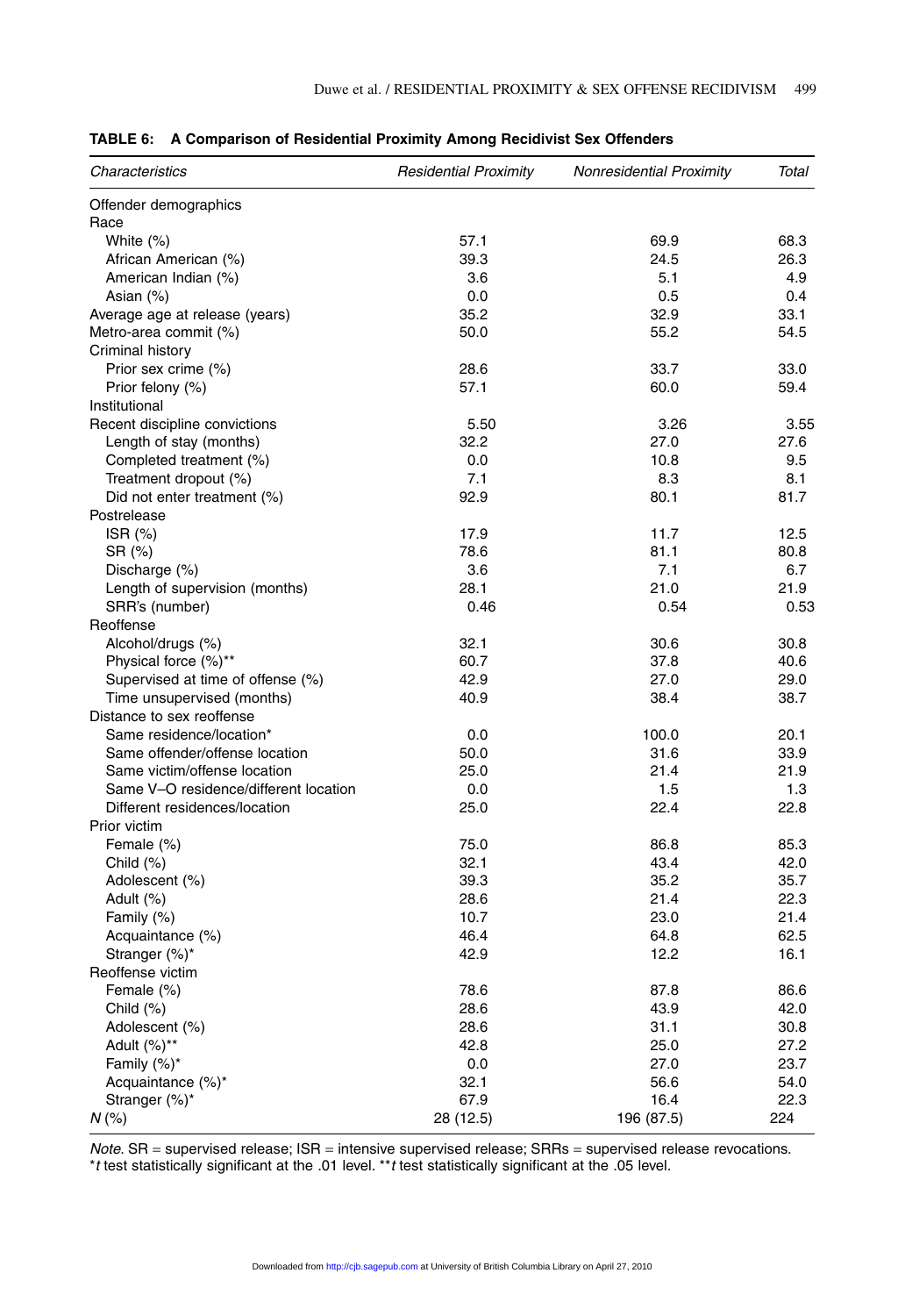**TABLE 6: A Comparison of Residential Proximity Among Recidivist Sex Offenders**

| *Characteristics* | *Residential Proximity* | *Nonresidential Proximity* | *Total* |
|---|---|---|---|
| Offender demographics | | | |
| Race | | | |
| White (%) | 57.1 | 69.9 | 68.3 |
| African American (%) | 39.3 | 24.5 | 26.3 |
| American Indian (%) | 3.6 | 5.1 | 4.9 |
| Asian (%) | 0.0 | 0.5 | 0.4 |
| Average age at release (years) | 35.2 | 32.9 | 33.1 |
| Metro-area commit (%) | 50.0 | 55.2 | 54.5 |
| Criminal history | | | |
| Prior sex crime (%) | 28.6 | 33.7 | 33.0 |
| Prior felony (%) | 57.1 | 60.0 | 59.4 |
| Institutional | | | |
| Recent discipline convictions | 5.50 | 3.26 | 3.55 |
| Length of stay (months) | 32.2 | 27.0 | 27.6 |
| Completed treatment (%) | 0.0 | 10.8 | 9.5 |
| Treatment dropout (%) | 7.1 | 8.3 | 8.1 |
| Did not enter treatment (%) | 92.9 | 80.1 | 81.7 |
| Postrelease | | | |
| ISR (%) | 17.9 | 11.7 | 12.5 |
| SR (%) | 78.6 | 81.1 | 80.8 |
| Discharge (%) | 3.6 | 7.1 | 6.7 |
| Length of supervision (months) | 28.1 | 21.0 | 21.9 |
| SRR's (number) | 0.46 | 0.54 | 0.53 |
| Reoffense | | | |
| Alcohol/drugs (%) | 32.1 | 30.6 | 30.8 |
| Physical force (%)** | 60.7 | 37.8 | 40.6 |
| Supervised at time of offense (%) | 42.9 | 27.0 | 29.0 |
| Time unsupervised (months) | 40.9 | 38.4 | 38.7 |
| Distance to sex reoffense | | | |
| Same residence/location* | 0.0 | 100.0 | 20.1 |
| Same offender/offense location | 50.0 | 31.6 | 33.9 |
| Same victim/offense location | 25.0 | 21.4 | 21.9 |
| Same V–O residence/different location | 0.0 | 1.5 | 1.3 |
| Different residences/location | 25.0 | 22.4 | 22.8 |
| Prior victim | | | |
| Female (%) | 75.0 | 86.8 | 85.3 |
| Child (%) | 32.1 | 43.4 | 42.0 |
| Adolescent (%) | 39.3 | 35.2 | 35.7 |
| Adult (%) | 28.6 | 21.4 | 22.3 |
| Family (%) | 10.7 | 23.0 | 21.4 |
| Acquaintance (%) | 46.4 | 64.8 | 62.5 |
| Stranger (%)* | 42.9 | 12.2 | 16.1 |
| Reoffense victim | | | |
| Female (%) | 78.6 | 87.8 | 86.6 |
| Child (%) | 28.6 | 43.9 | 42.0 |
| Adolescent (%) | 28.6 | 31.1 | 30.8 |
| Adult (%)** | 42.8 | 25.0 | 27.2 |
| Family (%)* | 0.0 | 27.0 | 23.7 |
| Acquaintance (%)* | 32.1 | 56.6 | 54.0 |
| Stranger (%)* | 67.9 | 16.4 | 22.3 |
| *N* (%) | 28 (12.5) | 196 (87.5) | 224 |

*Note.* SR = supervised release; ISR = intensive supervised release; SRRs = supervised release revocations.
**t* test statistically significant at the .01 level. ***t* test statistically significant at the .05 level.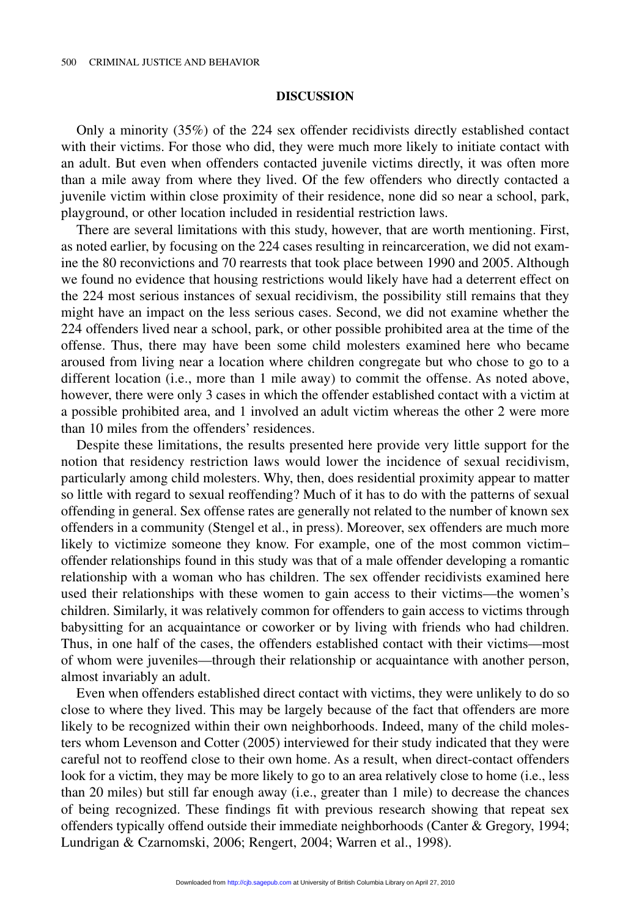## DISCUSSION

Only a minority (35%) of the 224 sex offender recidivists directly established contact with their victims. For those who did, they were much more likely to initiate contact with an adult. But even when offenders contacted juvenile victims directly, it was often more than a mile away from where they lived. Of the few offenders who directly contacted a juvenile victim within close proximity of their residence, none did so near a school, park, playground, or other location included in residential restriction laws.

There are several limitations with this study, however, that are worth mentioning. First, as noted earlier, by focusing on the 224 cases resulting in reincarceration, we did not examine the 80 reconvictions and 70 rearrests that took place between 1990 and 2005. Although we found no evidence that housing restrictions would likely have had a deterrent effect on the 224 most serious instances of sexual recidivism, the possibility still remains that they might have an impact on the less serious cases. Second, we did not examine whether the 224 offenders lived near a school, park, or other possible prohibited area at the time of the offense. Thus, there may have been some child molesters examined here who became aroused from living near a location where children congregate but who chose to go to a different location (i.e., more than 1 mile away) to commit the offense. As noted above, however, there were only 3 cases in which the offender established contact with a victim at a possible prohibited area, and 1 involved an adult victim whereas the other 2 were more than 10 miles from the offenders' residences.

Despite these limitations, the results presented here provide very little support for the notion that residency restriction laws would lower the incidence of sexual recidivism, particularly among child molesters. Why, then, does residential proximity appear to matter so little with regard to sexual reoffending? Much of it has to do with the patterns of sexual offending in general. Sex offense rates are generally not related to the number of known sex offenders in a community (Stengel et al., in press). Moreover, sex offenders are much more likely to victimize someone they know. For example, one of the most common victim–offender relationships found in this study was that of a male offender developing a romantic relationship with a woman who has children. The sex offender recidivists examined here used their relationships with these women to gain access to their victims—the women's children. Similarly, it was relatively common for offenders to gain access to victims through babysitting for an acquaintance or coworker or by living with friends who had children. Thus, in one half of the cases, the offenders established contact with their victims—most of whom were juveniles—through their relationship or acquaintance with another person, almost invariably an adult.

Even when offenders established direct contact with victims, they were unlikely to do so close to where they lived. This may be largely because of the fact that offenders are more likely to be recognized within their own neighborhoods. Indeed, many of the child molesters whom Levenson and Cotter (2005) interviewed for their study indicated that they were careful not to reoffend close to their own home. As a result, when direct-contact offenders look for a victim, they may be more likely to go to an area relatively close to home (i.e., less than 20 miles) but still far enough away (i.e., greater than 1 mile) to decrease the chances of being recognized. These findings fit with previous research showing that repeat sex offenders typically offend outside their immediate neighborhoods (Canter & Gregory, 1994; Lundrigan & Czarnomski, 2006; Rengert, 2004; Warren et al., 1998).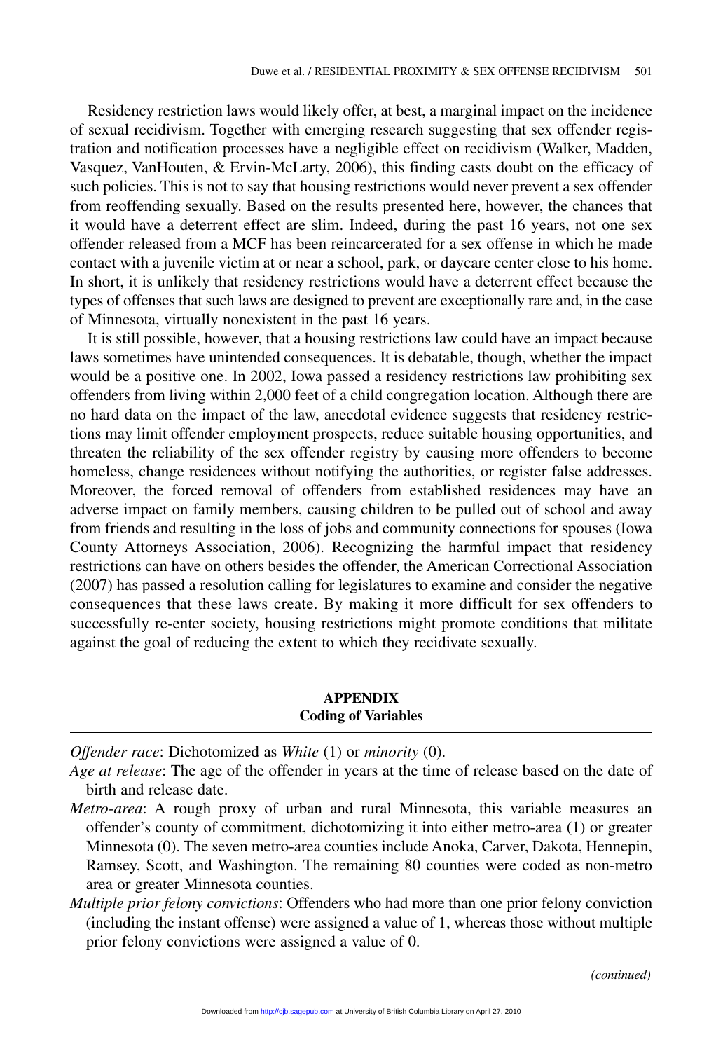Residency restriction laws would likely offer, at best, a marginal impact on the incidence of sexual recidivism. Together with emerging research suggesting that sex offender registration and notification processes have a negligible effect on recidivism (Walker, Madden, Vasquez, VanHouten, & Ervin-McLarty, 2006), this finding casts doubt on the efficacy of such policies. This is not to say that housing restrictions would never prevent a sex offender from reoffending sexually. Based on the results presented here, however, the chances that it would have a deterrent effect are slim. Indeed, during the past 16 years, not one sex offender released from a MCF has been reincarcerated for a sex offense in which he made contact with a juvenile victim at or near a school, park, or daycare center close to his home. In short, it is unlikely that residency restrictions would have a deterrent effect because the types of offenses that such laws are designed to prevent are exceptionally rare and, in the case of Minnesota, virtually nonexistent in the past 16 years.

It is still possible, however, that a housing restrictions law could have an impact because laws sometimes have unintended consequences. It is debatable, though, whether the impact would be a positive one. In 2002, Iowa passed a residency restrictions law prohibiting sex offenders from living within 2,000 feet of a child congregation location. Although there are no hard data on the impact of the law, anecdotal evidence suggests that residency restrictions may limit offender employment prospects, reduce suitable housing opportunities, and threaten the reliability of the sex offender registry by causing more offenders to become homeless, change residences without notifying the authorities, or register false addresses. Moreover, the forced removal of offenders from established residences may have an adverse impact on family members, causing children to be pulled out of school and away from friends and resulting in the loss of jobs and community connections for spouses (Iowa County Attorneys Association, 2006). Recognizing the harmful impact that residency restrictions can have on others besides the offender, the American Correctional Association (2007) has passed a resolution calling for legislatures to examine and consider the negative consequences that these laws create. By making it more difficult for sex offenders to successfully re-enter society, housing restrictions might promote conditions that militate against the goal of reducing the extent to which they recidivate sexually.

## APPENDIX
**Coding of Variables**

*Offender race*: Dichotomized as *White* (1) or *minority* (0).

*Age at release*: The age of the offender in years at the time of release based on the date of birth and release date.

*Metro-area*: A rough proxy of urban and rural Minnesota, this variable measures an offender's county of commitment, dichotomizing it into either metro-area (1) or greater Minnesota (0). The seven metro-area counties include Anoka, Carver, Dakota, Hennepin, Ramsey, Scott, and Washington. The remaining 80 counties were coded as non-metro area or greater Minnesota counties.

*Multiple prior felony convictions*: Offenders who had more than one prior felony conviction (including the instant offense) were assigned a value of 1, whereas those without multiple prior felony convictions were assigned a value of 0.

*(continued)*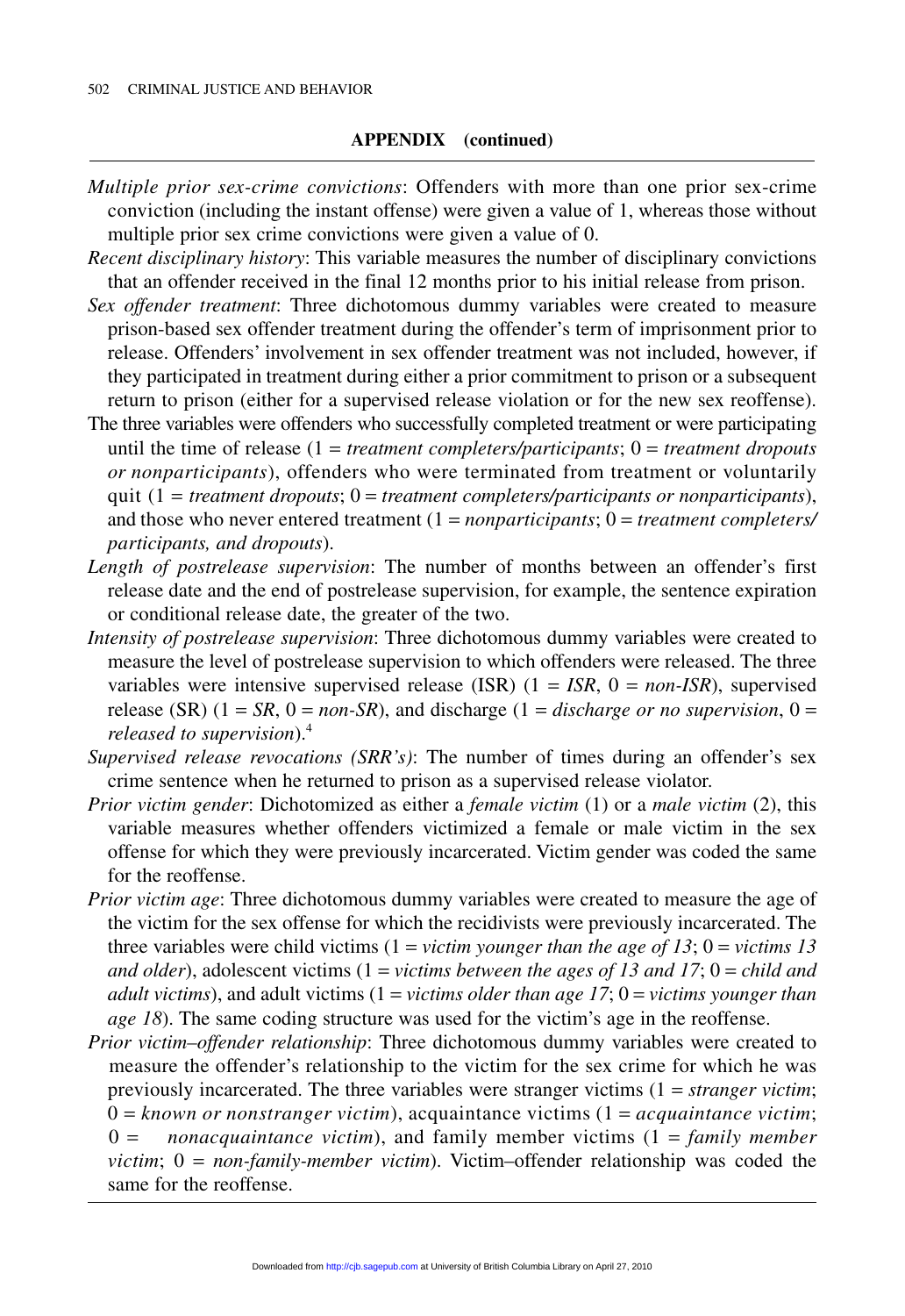**APPENDIX (continued)**

*Multiple prior sex-crime convictions*: Offenders with more than one prior sex-crime conviction (including the instant offense) were given a value of 1, whereas those without multiple prior sex crime convictions were given a value of 0.

*Recent disciplinary history*: This variable measures the number of disciplinary convictions that an offender received in the final 12 months prior to his initial release from prison.

*Sex offender treatment*: Three dichotomous dummy variables were created to measure prison-based sex offender treatment during the offender's term of imprisonment prior to release. Offenders' involvement in sex offender treatment was not included, however, if they participated in treatment during either a prior commitment to prison or a subsequent return to prison (either for a supervised release violation or for the new sex reoffense).

The three variables were offenders who successfully completed treatment or were participating until the time of release (1 = *treatment completers/participants*; 0 = *treatment dropouts or nonparticipants*), offenders who were terminated from treatment or voluntarily quit (1 = *treatment dropouts*; 0 = *treatment completers/participants or nonparticipants*), and those who never entered treatment (1 = *nonparticipants*; 0 = *treatment completers/participants, and dropouts*).

*Length of postrelease supervision*: The number of months between an offender's first release date and the end of postrelease supervision, for example, the sentence expiration or conditional release date, the greater of the two.

*Intensity of postrelease supervision*: Three dichotomous dummy variables were created to measure the level of postrelease supervision to which offenders were released. The three variables were intensive supervised release (ISR) (1 = *ISR*, 0 = *non-ISR*), supervised release (SR) (1 = *SR*, 0 = *non-SR*), and discharge (1 = *discharge or no supervision*, 0 = *released to supervision*).[4]

*Supervised release revocations (SRR's)*: The number of times during an offender's sex crime sentence when he returned to prison as a supervised release violator.

*Prior victim gender*: Dichotomized as either a *female victim* (1) or a *male victim* (2), this variable measures whether offenders victimized a female or male victim in the sex offense for which they were previously incarcerated. Victim gender was coded the same for the reoffense.

*Prior victim age*: Three dichotomous dummy variables were created to measure the age of the victim for the sex offense for which the recidivists were previously incarcerated. The three variables were child victims (1 = *victim younger than the age of 13*; 0 = *victims 13 and older*), adolescent victims (1 = *victims between the ages of 13 and 17*; 0 = *child and adult victims*), and adult victims (1 = *victims older than age 17*; 0 = *victims younger than age 18*). The same coding structure was used for the victim's age in the reoffense.

*Prior victim–offender relationship*: Three dichotomous dummy variables were created to measure the offender's relationship to the victim for the sex crime for which he was previously incarcerated. The three variables were stranger victims (1 = *stranger victim*; 0 = *known or nonstranger victim*), acquaintance victims (1 = *acquaintance victim*; 0 = *nonacquaintance victim*), and family member victims (1 = *family member victim*; 0 = *non-family-member victim*). Victim–offender relationship was coded the same for the reoffense.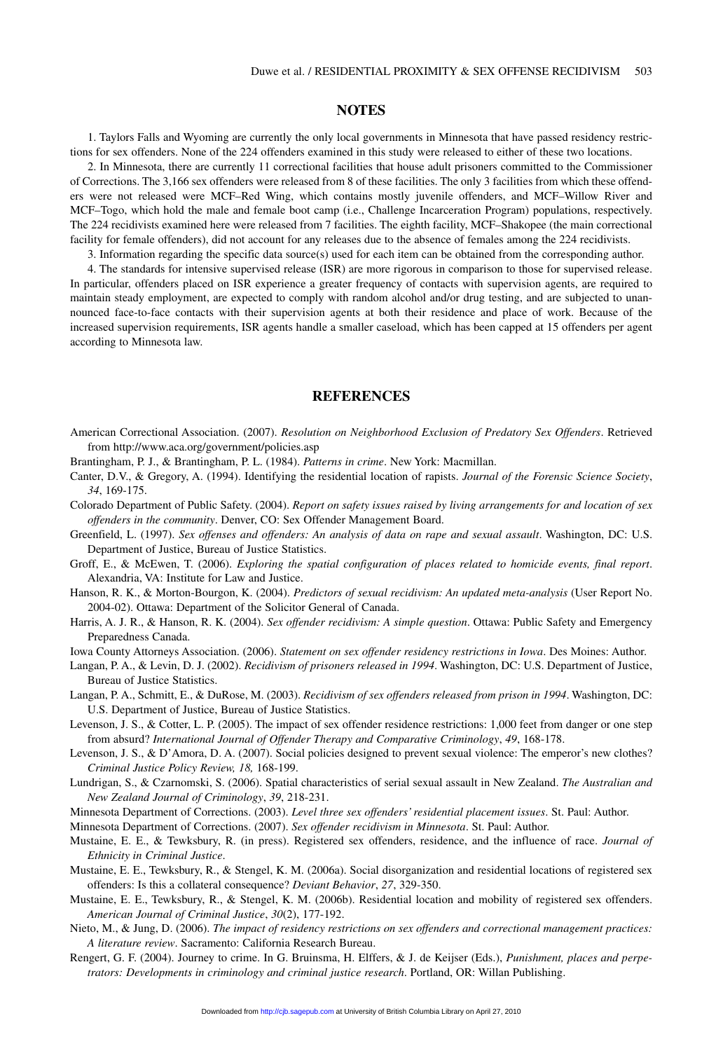## NOTES

1. Taylors Falls and Wyoming are currently the only local governments in Minnesota that have passed residency restrictions for sex offenders. None of the 224 offenders examined in this study were released to either of these two locations.

2. In Minnesota, there are currently 11 correctional facilities that house adult prisoners committed to the Commissioner of Corrections. The 3,166 sex offenders were released from 8 of these facilities. The only 3 facilities from which these offenders were not released were MCF–Red Wing, which contains mostly juvenile offenders, and MCF–Willow River and MCF–Togo, which hold the male and female boot camp (i.e., Challenge Incarceration Program) populations, respectively. The 224 recidivists examined here were released from 7 facilities. The eighth facility, MCF–Shakopee (the main correctional facility for female offenders), did not account for any releases due to the absence of females among the 224 recidivists.

3. Information regarding the specific data source(s) used for each item can be obtained from the corresponding author.

4. The standards for intensive supervised release (ISR) are more rigorous in comparison to those for supervised release. In particular, offenders placed on ISR experience a greater frequency of contacts with supervision agents, are required to maintain steady employment, are expected to comply with random alcohol and/or drug testing, and are subjected to unannounced face-to-face contacts with their supervision agents at both their residence and place of work. Because of the increased supervision requirements, ISR agents handle a smaller caseload, which has been capped at 15 offenders per agent according to Minnesota law.

## REFERENCES

American Correctional Association. (2007). *Resolution on Neighborhood Exclusion of Predatory Sex Offenders*. Retrieved from http://www.aca.org/government/policies.asp

Brantingham, P. J., & Brantingham, P. L. (1984). *Patterns in crime*. New York: Macmillan.

Canter, D.V., & Gregory, A. (1994). Identifying the residential location of rapists. *Journal of the Forensic Science Society*, *34*, 169-175.

Colorado Department of Public Safety. (2004). *Report on safety issues raised by living arrangements for and location of sex offenders in the community*. Denver, CO: Sex Offender Management Board.

Greenfield, L. (1997). *Sex offenses and offenders: An analysis of data on rape and sexual assault*. Washington, DC: U.S. Department of Justice, Bureau of Justice Statistics.

Groff, E., & McEwen, T. (2006). *Exploring the spatial configuration of places related to homicide events, final report*. Alexandria, VA: Institute for Law and Justice.

Hanson, R. K., & Morton-Bourgon, K. (2004). *Predictors of sexual recidivism: An updated meta-analysis* (User Report No. 2004-02). Ottawa: Department of the Solicitor General of Canada.

Harris, A. J. R., & Hanson, R. K. (2004). *Sex offender recidivism: A simple question*. Ottawa: Public Safety and Emergency Preparedness Canada.

Iowa County Attorneys Association. (2006). *Statement on sex offender residency restrictions in Iowa*. Des Moines: Author.

Langan, P. A., & Levin, D. J. (2002). *Recidivism of prisoners released in 1994*. Washington, DC: U.S. Department of Justice, Bureau of Justice Statistics.

Langan, P. A., Schmitt, E., & DuRose, M. (2003). *Recidivism of sex offenders released from prison in 1994*. Washington, DC: U.S. Department of Justice, Bureau of Justice Statistics.

Levenson, J. S., & Cotter, L. P. (2005). The impact of sex offender residence restrictions: 1,000 feet from danger or one step from absurd? *International Journal of Offender Therapy and Comparative Criminology*, *49*, 168-178.

Levenson, J. S., & D'Amora, D. A. (2007). Social policies designed to prevent sexual violence: The emperor's new clothes? *Criminal Justice Policy Review, 18,* 168-199.

Lundrigan, S., & Czarnomski, S. (2006). Spatial characteristics of serial sexual assault in New Zealand. *The Australian and New Zealand Journal of Criminology*, *39*, 218-231.

Minnesota Department of Corrections. (2003). *Level three sex offenders' residential placement issues*. St. Paul: Author.

Minnesota Department of Corrections. (2007). *Sex offender recidivism in Minnesota*. St. Paul: Author.

Mustaine, E. E., & Tewksbury, R. (in press). Registered sex offenders, residence, and the influence of race. *Journal of Ethnicity in Criminal Justice*.

Mustaine, E. E., Tewksbury, R., & Stengel, K. M. (2006a). Social disorganization and residential locations of registered sex offenders: Is this a collateral consequence? *Deviant Behavior*, *27*, 329-350.

Mustaine, E. E., Tewksbury, R., & Stengel, K. M. (2006b). Residential location and mobility of registered sex offenders. *American Journal of Criminal Justice*, *30*(2), 177-192.

Nieto, M., & Jung, D. (2006). *The impact of residency restrictions on sex offenders and correctional management practices: A literature review*. Sacramento: California Research Bureau.

Rengert, G. F. (2004). Journey to crime. In G. Bruinsma, H. Elffers, & J. de Keijser (Eds.), *Punishment, places and perpetrators: Developments in criminology and criminal justice research*. Portland, OR: Willan Publishing.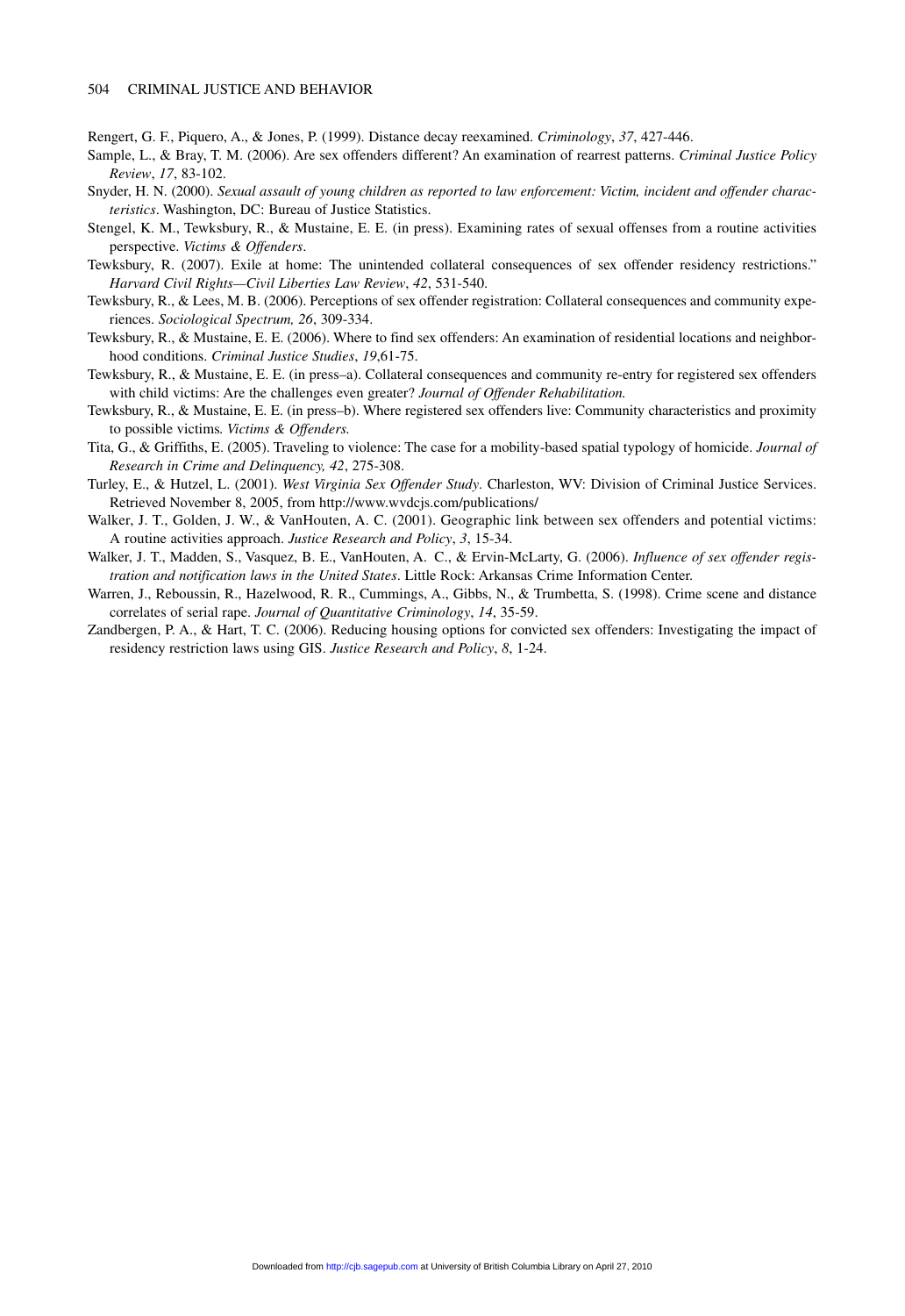Rengert, G. F., Piquero, A., & Jones, P. (1999). Distance decay reexamined. *Criminology*, *37*, 427-446.

Sample, L., & Bray, T. M. (2006). Are sex offenders different? An examination of rearrest patterns. *Criminal Justice Policy Review*, *17*, 83-102.

Snyder, H. N. (2000). *Sexual assault of young children as reported to law enforcement: Victim, incident and offender characteristics*. Washington, DC: Bureau of Justice Statistics.

Stengel, K. M., Tewksbury, R., & Mustaine, E. E. (in press). Examining rates of sexual offenses from a routine activities perspective. *Victims & Offenders*.

Tewksbury, R. (2007). Exile at home: The unintended collateral consequences of sex offender residency restrictions." *Harvard Civil Rights—Civil Liberties Law Review*, *42*, 531-540.

Tewksbury, R., & Lees, M. B. (2006). Perceptions of sex offender registration: Collateral consequences and community experiences. *Sociological Spectrum, 26*, 309-334.

Tewksbury, R., & Mustaine, E. E. (2006). Where to find sex offenders: An examination of residential locations and neighborhood conditions. *Criminal Justice Studies*, *19*,61-75.

Tewksbury, R., & Mustaine, E. E. (in press–a). Collateral consequences and community re-entry for registered sex offenders with child victims: Are the challenges even greater? *Journal of Offender Rehabilitation.*

Tewksbury, R., & Mustaine, E. E. (in press–b). Where registered sex offenders live: Community characteristics and proximity to possible victims*. Victims & Offenders.*

Tita, G., & Griffiths, E. (2005). Traveling to violence: The case for a mobility-based spatial typology of homicide. *Journal of Research in Crime and Delinquency, 42*, 275-308.

Turley, E., & Hutzel, L. (2001). *West Virginia Sex Offender Study*. Charleston, WV: Division of Criminal Justice Services. Retrieved November 8, 2005, from http://www.wvdcjs.com/publications/

Walker, J. T., Golden, J. W., & VanHouten, A. C. (2001). Geographic link between sex offenders and potential victims: A routine activities approach. *Justice Research and Policy*, *3*, 15-34.

Walker, J. T., Madden, S., Vasquez, B. E., VanHouten, A. C., & Ervin-McLarty, G. (2006). *Influence of sex offender registration and notification laws in the United States*. Little Rock: Arkansas Crime Information Center.

Warren, J., Reboussin, R., Hazelwood, R. R., Cummings, A., Gibbs, N., & Trumbetta, S. (1998). Crime scene and distance correlates of serial rape. *Journal of Quantitative Criminology*, *14*, 35-59.

Zandbergen, P. A., & Hart, T. C. (2006). Reducing housing options for convicted sex offenders: Investigating the impact of residency restriction laws using GIS. *Justice Research and Policy*, *8*, 1-24.